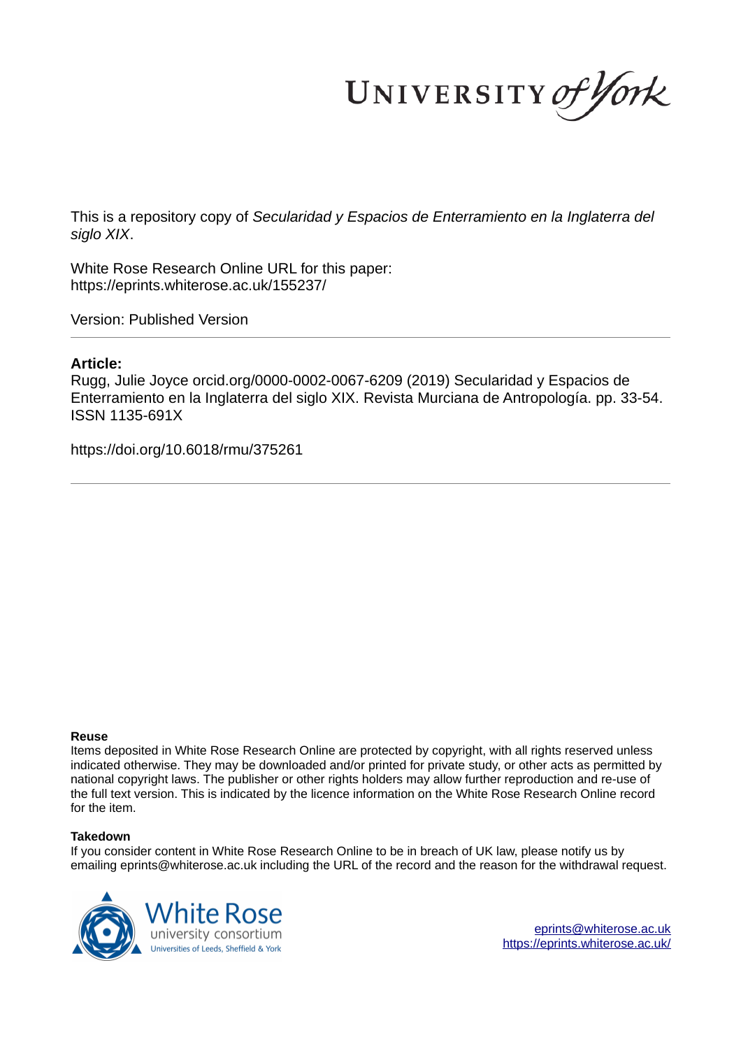This is a repository copy of *Secularidad y Espacios de Enterramiento en la Inglaterra del siglo XIX*.

White Rose Research Online URL for this paper:
https://eprints.whiterose.ac.uk/155237/

Version: Published Version

**Article:**

Rugg, Julie Joyce orcid.org/0000-0002-0067-6209 (2019) Secularidad y Espacios de Enterramiento en la Inglaterra del siglo XIX. Revista Murciana de Antropología. pp. 33-54. ISSN 1135-691X

https://doi.org/10.6018/rmu/375261

**Reuse**

Items deposited in White Rose Research Online are protected by copyright, with all rights reserved unless indicated otherwise. They may be downloaded and/or printed for private study, or other acts as permitted by national copyright laws. The publisher or other rights holders may allow further reproduction and re-use of the full text version. This is indicated by the licence information on the White Rose Research Online record for the item.

**Takedown**

If you consider content in White Rose Research Online to be in breach of UK law, please notify us by emailing eprints@whiterose.ac.uk including the URL of the record and the reason for the withdrawal request.

eprints@whiterose.ac.uk
https://eprints.whiterose.ac.uk/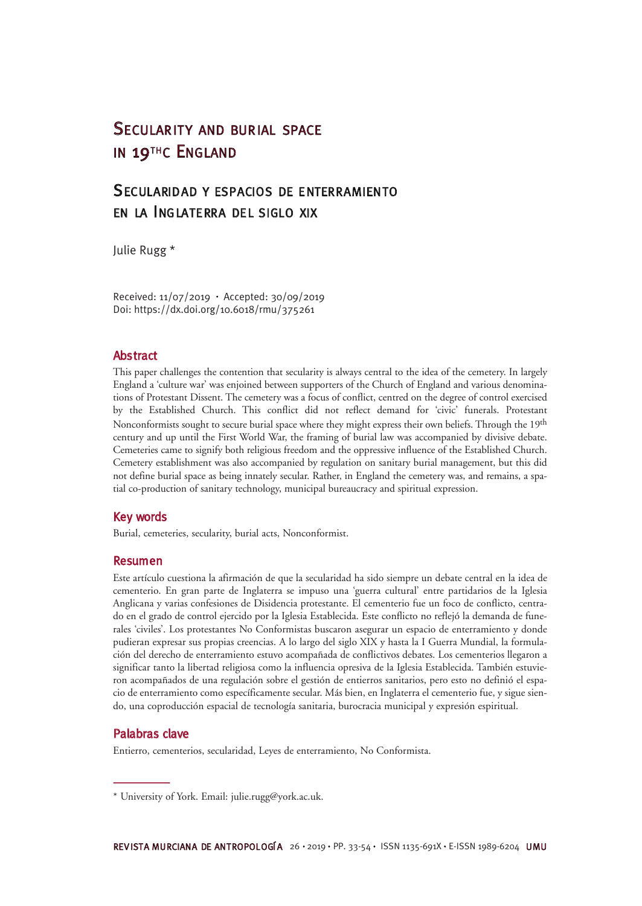# Secularity and burial space in 19thc England

## Secularidad y espacios de enterramiento en la Inglaterra del siglo xix

Julie Rugg *

Received: 11/07/2019 · Accepted: 30/09/2019
Doi: https://dx.doi.org/10.6018/rmu/375261

### Abstract

This paper challenges the contention that secularity is always central to the idea of the cemetery. In largely England a 'culture war' was enjoined between supporters of the Church of England and various denominations of Protestant Dissent. The cemetery was a focus of conflict, centred on the degree of control exercised by the Established Church. This conflict did not reflect demand for 'civic' funerals. Protestant Nonconformists sought to secure burial space where they might express their own beliefs. Through the 19th century and up until the First World War, the framing of burial law was accompanied by divisive debate. Cemeteries came to signify both religious freedom and the oppressive influence of the Established Church. Cemetery establishment was also accompanied by regulation on sanitary burial management, but this did not define burial space as being innately secular. Rather, in England the cemetery was, and remains, a spatial co-production of sanitary technology, municipal bureaucracy and spiritual expression.

### Key words

Burial, cemeteries, secularity, burial acts, Nonconformist.

### Resumen

Este artículo cuestiona la afirmación de que la secularidad ha sido siempre un debate central en la idea de cementerio. En gran parte de Inglaterra se impuso una 'guerra cultural' entre partidarios de la Iglesia Anglicana y varias confesiones de Disidencia protestante. El cementerio fue un foco de conflicto, centrado en el grado de control ejercido por la Iglesia Establecida. Este conflicto no reflejó la demanda de funerales 'civiles'. Los protestantes No Conformistas buscaron asegurar un espacio de enterramiento y donde pudieran expresar sus propias creencias. A lo largo del siglo XIX y hasta la I Guerra Mundial, la formulación del derecho de enterramiento estuvo acompañada de conflictivos debates. Los cementerios llegaron a significar tanto la libertad religiosa como la influencia opresiva de la Iglesia Establecida. También estuvieron acompañados de una regulación sobre el gestión de entierros sanitarios, pero esto no definió el espacio de enterramiento como específicamente secular. Más bien, en Inglaterra el cementerio fue, y sigue siendo, una coproducción espacial de tecnología sanitaria, burocracia municipal y expresión espiritual.

### Palabras clave

Entierro, cementerios, secularidad, Leyes de enterramiento, No Conformista.

---

* University of York. Email: julie.rugg@york.ac.uk.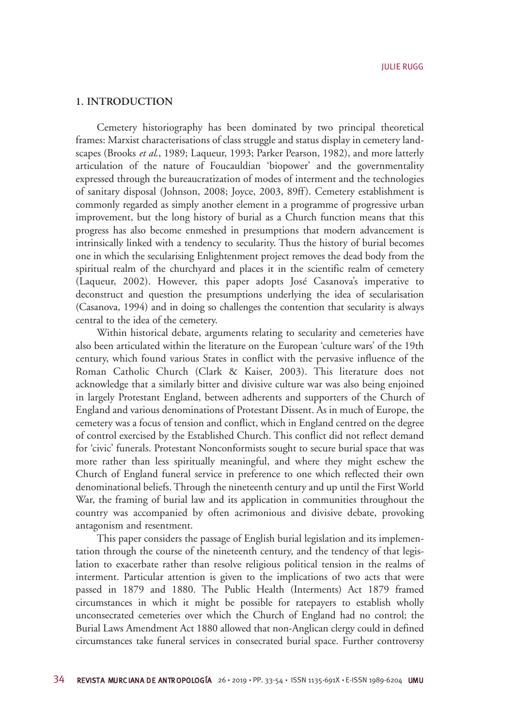## 1. INTRODUCTION

Cemetery historiography has been dominated by two principal theoretical frames: Marxist characterisations of class struggle and status display in cemetery landscapes (Brooks *et al.*, 1989; Laqueur, 1993; Parker Pearson, 1982), and more latterly articulation of the nature of Foucauldian 'biopower' and the governmentality expressed through the bureaucratization of modes of interment and the technologies of sanitary disposal (Johnson, 2008; Joyce, 2003, 89ff). Cemetery establishment is commonly regarded as simply another element in a programme of progressive urban improvement, but the long history of burial as a Church function means that this progress has also become enmeshed in presumptions that modern advancement is intrinsically linked with a tendency to secularity. Thus the history of burial becomes one in which the secularising Enlightenment project removes the dead body from the spiritual realm of the churchyard and places it in the scientific realm of cemetery (Laqueur, 2002). However, this paper adopts José Casanova's imperative to deconstruct and question the presumptions underlying the idea of secularisation (Casanova, 1994) and in doing so challenges the contention that secularity is always central to the idea of the cemetery.

Within historical debate, arguments relating to secularity and cemeteries have also been articulated within the literature on the European 'culture wars' of the 19th century, which found various States in conflict with the pervasive influence of the Roman Catholic Church (Clark & Kaiser, 2003). This literature does not acknowledge that a similarly bitter and divisive culture war was also being enjoined in largely Protestant England, between adherents and supporters of the Church of England and various denominations of Protestant Dissent. As in much of Europe, the cemetery was a focus of tension and conflict, which in England centred on the degree of control exercised by the Established Church. This conflict did not reflect demand for 'civic' funerals. Protestant Nonconformists sought to secure burial space that was more rather than less spiritually meaningful, and where they might eschew the Church of England funeral service in preference to one which reflected their own denominational beliefs. Through the nineteenth century and up until the First World War, the framing of burial law and its application in communities throughout the country was accompanied by often acrimonious and divisive debate, provoking antagonism and resentment.

This paper considers the passage of English burial legislation and its implementation through the course of the nineteenth century, and the tendency of that legislation to exacerbate rather than resolve religious political tension in the realms of interment. Particular attention is given to the implications of two acts that were passed in 1879 and 1880. The Public Health (Interments) Act 1879 framed circumstances in which it might be possible for ratepayers to establish wholly unconsecrated cemeteries over which the Church of England had no control; the Burial Laws Amendment Act 1880 allowed that non-Anglican clergy could in defined circumstances take funeral services in consecrated burial space. Further controversy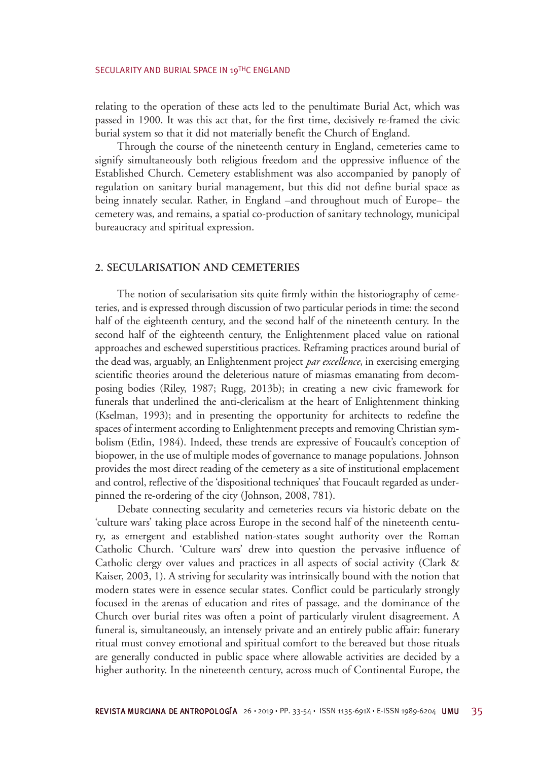relating to the operation of these acts led to the penultimate Burial Act, which was passed in 1900. It was this act that, for the first time, decisively re-framed the civic burial system so that it did not materially benefit the Church of England.

Through the course of the nineteenth century in England, cemeteries came to signify simultaneously both religious freedom and the oppressive influence of the Established Church. Cemetery establishment was also accompanied by panoply of regulation on sanitary burial management, but this did not define burial space as being innately secular. Rather, in England –and throughout much of Europe– the cemetery was, and remains, a spatial co-production of sanitary technology, municipal bureaucracy and spiritual expression.

## 2. SECULARISATION AND CEMETERIES

The notion of secularisation sits quite firmly within the historiography of cemeteries, and is expressed through discussion of two particular periods in time: the second half of the eighteenth century, and the second half of the nineteenth century. In the second half of the eighteenth century, the Enlightenment placed value on rational approaches and eschewed superstitious practices. Reframing practices around burial of the dead was, arguably, an Enlightenment project *par excellence*, in exercising emerging scientific theories around the deleterious nature of miasmas emanating from decomposing bodies (Riley, 1987; Rugg, 2013b); in creating a new civic framework for funerals that underlined the anti-clericalism at the heart of Enlightenment thinking (Kselman, 1993); and in presenting the opportunity for architects to redefine the spaces of interment according to Enlightenment precepts and removing Christian symbolism (Etlin, 1984). Indeed, these trends are expressive of Foucault's conception of biopower, in the use of multiple modes of governance to manage populations. Johnson provides the most direct reading of the cemetery as a site of institutional emplacement and control, reflective of the 'dispositional techniques' that Foucault regarded as underpinned the re-ordering of the city (Johnson, 2008, 781).

Debate connecting secularity and cemeteries recurs via historic debate on the 'culture wars' taking place across Europe in the second half of the nineteenth century, as emergent and established nation-states sought authority over the Roman Catholic Church. 'Culture wars' drew into question the pervasive influence of Catholic clergy over values and practices in all aspects of social activity (Clark & Kaiser, 2003, 1). A striving for secularity was intrinsically bound with the notion that modern states were in essence secular states. Conflict could be particularly strongly focused in the arenas of education and rites of passage, and the dominance of the Church over burial rites was often a point of particularly virulent disagreement. A funeral is, simultaneously, an intensely private and an entirely public affair: funerary ritual must convey emotional and spiritual comfort to the bereaved but those rituals are generally conducted in public space where allowable activities are decided by a higher authority. In the nineteenth century, across much of Continental Europe, the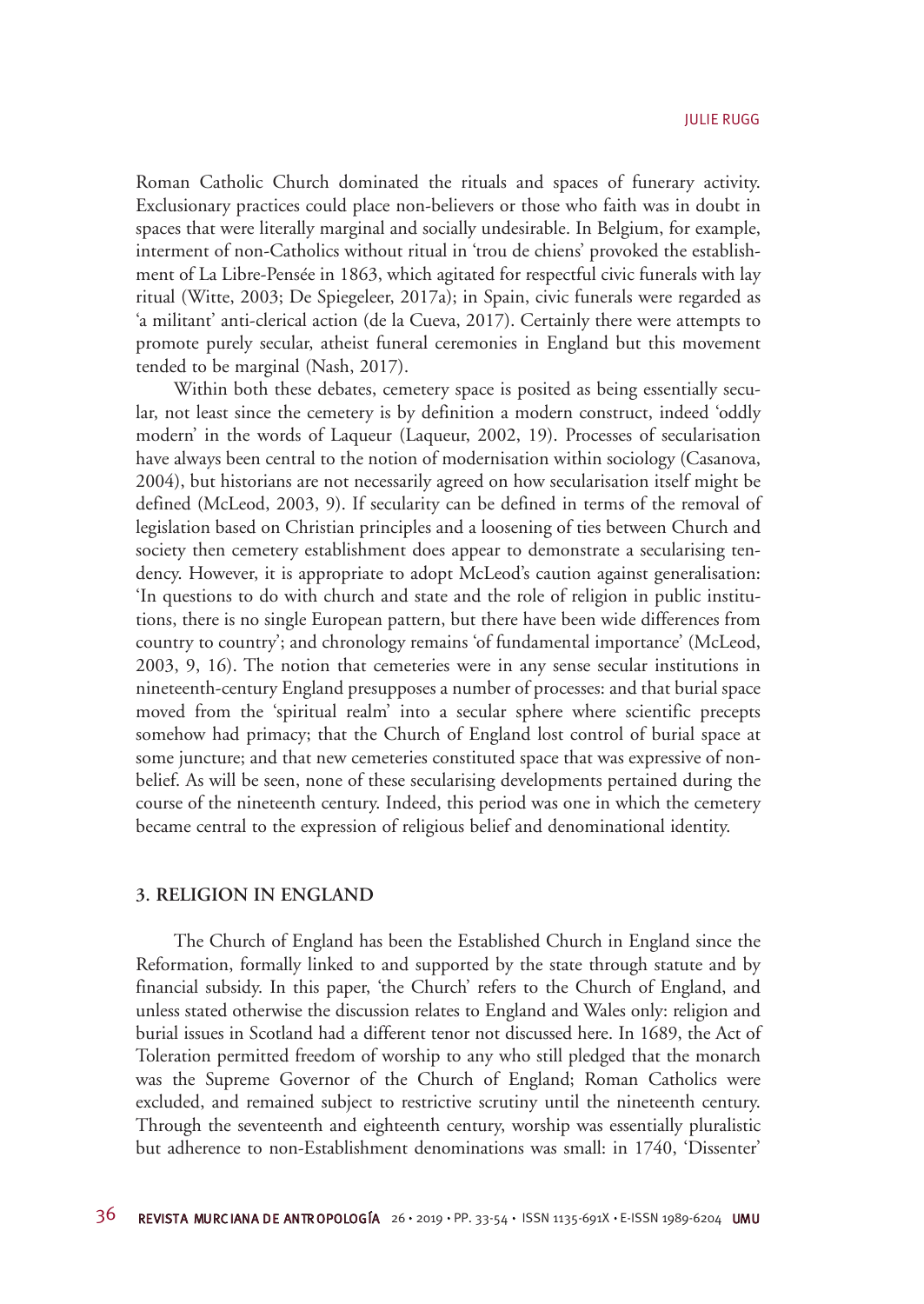Roman Catholic Church dominated the rituals and spaces of funerary activity. Exclusionary practices could place non-believers or those who faith was in doubt in spaces that were literally marginal and socially undesirable. In Belgium, for example, interment of non-Catholics without ritual in 'trou de chiens' provoked the establishment of La Libre-Pensée in 1863, which agitated for respectful civic funerals with lay ritual (Witte, 2003; De Spiegeleer, 2017a); in Spain, civic funerals were regarded as 'a militant' anti-clerical action (de la Cueva, 2017). Certainly there were attempts to promote purely secular, atheist funeral ceremonies in England but this movement tended to be marginal (Nash, 2017).

Within both these debates, cemetery space is posited as being essentially secular, not least since the cemetery is by definition a modern construct, indeed 'oddly modern' in the words of Laqueur (Laqueur, 2002, 19). Processes of secularisation have always been central to the notion of modernisation within sociology (Casanova, 2004), but historians are not necessarily agreed on how secularisation itself might be defined (McLeod, 2003, 9). If secularity can be defined in terms of the removal of legislation based on Christian principles and a loosening of ties between Church and society then cemetery establishment does appear to demonstrate a secularising tendency. However, it is appropriate to adopt McLeod's caution against generalisation: 'In questions to do with church and state and the role of religion in public institutions, there is no single European pattern, but there have been wide differences from country to country'; and chronology remains 'of fundamental importance' (McLeod, 2003, 9, 16). The notion that cemeteries were in any sense secular institutions in nineteenth-century England presupposes a number of processes: and that burial space moved from the 'spiritual realm' into a secular sphere where scientific precepts somehow had primacy; that the Church of England lost control of burial space at some juncture; and that new cemeteries constituted space that was expressive of non-belief. As will be seen, none of these secularising developments pertained during the course of the nineteenth century. Indeed, this period was one in which the cemetery became central to the expression of religious belief and denominational identity.

## 3. RELIGION IN ENGLAND

The Church of England has been the Established Church in England since the Reformation, formally linked to and supported by the state through statute and by financial subsidy. In this paper, 'the Church' refers to the Church of England, and unless stated otherwise the discussion relates to England and Wales only: religion and burial issues in Scotland had a different tenor not discussed here. In 1689, the Act of Toleration permitted freedom of worship to any who still pledged that the monarch was the Supreme Governor of the Church of England; Roman Catholics were excluded, and remained subject to restrictive scrutiny until the nineteenth century. Through the seventeenth and eighteenth century, worship was essentially pluralistic but adherence to non-Establishment denominations was small: in 1740, 'Dissenter'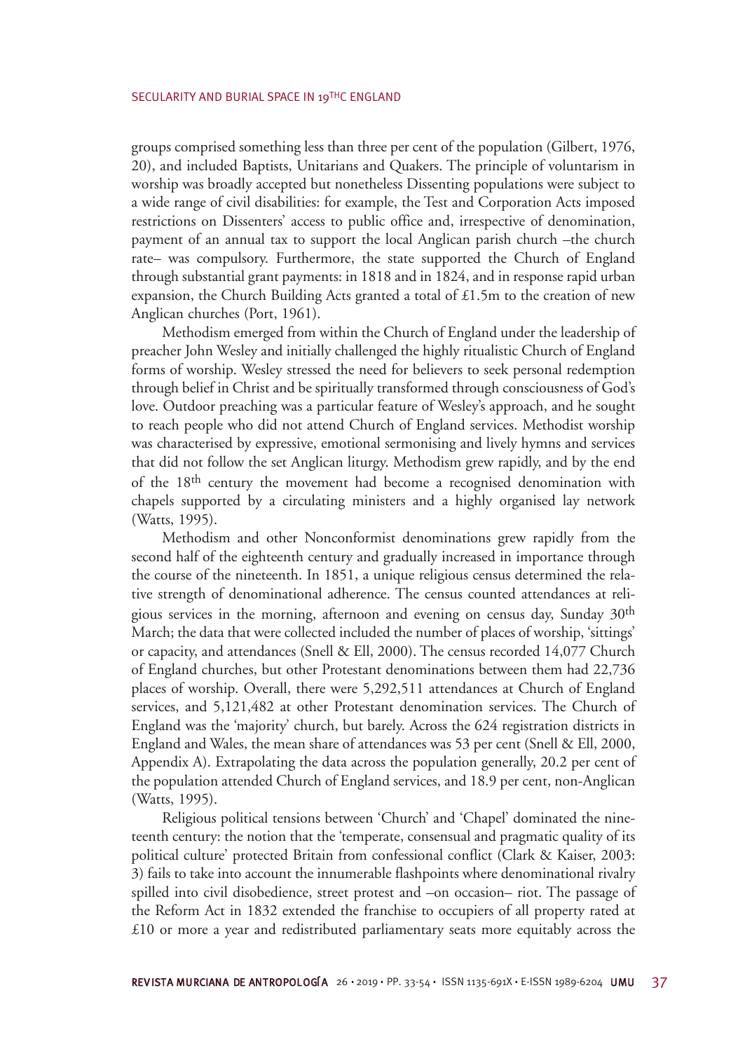groups comprised something less than three per cent of the population (Gilbert, 1976, 20), and included Baptists, Unitarians and Quakers. The principle of voluntarism in worship was broadly accepted but nonetheless Dissenting populations were subject to a wide range of civil disabilities: for example, the Test and Corporation Acts imposed restrictions on Dissenters' access to public office and, irrespective of denomination, payment of an annual tax to support the local Anglican parish church –the church rate– was compulsory. Furthermore, the state supported the Church of England through substantial grant payments: in 1818 and in 1824, and in response rapid urban expansion, the Church Building Acts granted a total of £1.5m to the creation of new Anglican churches (Port, 1961).

Methodism emerged from within the Church of England under the leadership of preacher John Wesley and initially challenged the highly ritualistic Church of England forms of worship. Wesley stressed the need for believers to seek personal redemption through belief in Christ and be spiritually transformed through consciousness of God's love. Outdoor preaching was a particular feature of Wesley's approach, and he sought to reach people who did not attend Church of England services. Methodist worship was characterised by expressive, emotional sermonising and lively hymns and services that did not follow the set Anglican liturgy. Methodism grew rapidly, and by the end of the 18th century the movement had become a recognised denomination with chapels supported by a circulating ministers and a highly organised lay network (Watts, 1995).

Methodism and other Nonconformist denominations grew rapidly from the second half of the eighteenth century and gradually increased in importance through the course of the nineteenth. In 1851, a unique religious census determined the relative strength of denominational adherence. The census counted attendances at religious services in the morning, afternoon and evening on census day, Sunday 30th March; the data that were collected included the number of places of worship, 'sittings' or capacity, and attendances (Snell & Ell, 2000). The census recorded 14,077 Church of England churches, but other Protestant denominations between them had 22,736 places of worship. Overall, there were 5,292,511 attendances at Church of England services, and 5,121,482 at other Protestant denomination services. The Church of England was the 'majority' church, but barely. Across the 624 registration districts in England and Wales, the mean share of attendances was 53 per cent (Snell & Ell, 2000, Appendix A). Extrapolating the data across the population generally, 20.2 per cent of the population attended Church of England services, and 18.9 per cent, non-Anglican (Watts, 1995).

Religious political tensions between 'Church' and 'Chapel' dominated the nineteenth century: the notion that the 'temperate, consensual and pragmatic quality of its political culture' protected Britain from confessional conflict (Clark & Kaiser, 2003: 3) fails to take into account the innumerable flashpoints where denominational rivalry spilled into civil disobedience, street protest and –on occasion– riot. The passage of the Reform Act in 1832 extended the franchise to occupiers of all property rated at £10 or more a year and redistributed parliamentary seats more equitably across the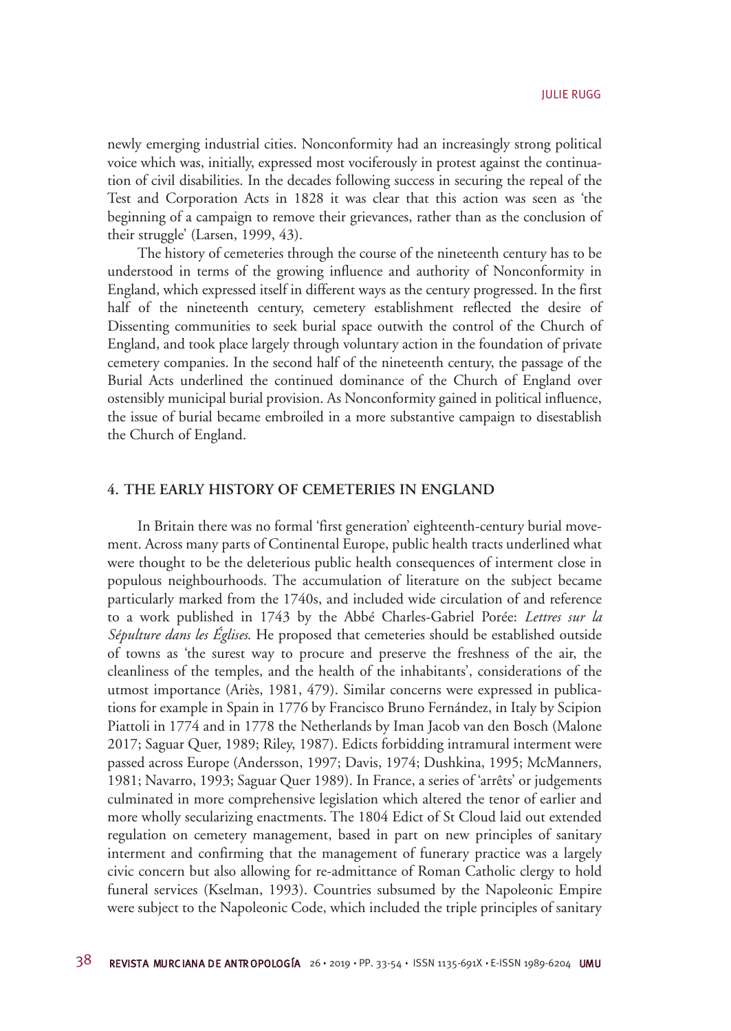newly emerging industrial cities. Nonconformity had an increasingly strong political voice which was, initially, expressed most vociferously in protest against the continuation of civil disabilities. In the decades following success in securing the repeal of the Test and Corporation Acts in 1828 it was clear that this action was seen as 'the beginning of a campaign to remove their grievances, rather than as the conclusion of their struggle' (Larsen, 1999, 43).

The history of cemeteries through the course of the nineteenth century has to be understood in terms of the growing influence and authority of Nonconformity in England, which expressed itself in different ways as the century progressed. In the first half of the nineteenth century, cemetery establishment reflected the desire of Dissenting communities to seek burial space outwith the control of the Church of England, and took place largely through voluntary action in the foundation of private cemetery companies. In the second half of the nineteenth century, the passage of the Burial Acts underlined the continued dominance of the Church of England over ostensibly municipal burial provision. As Nonconformity gained in political influence, the issue of burial became embroiled in a more substantive campaign to disestablish the Church of England.

## 4. THE EARLY HISTORY OF CEMETERIES IN ENGLAND

In Britain there was no formal 'first generation' eighteenth-century burial movement. Across many parts of Continental Europe, public health tracts underlined what were thought to be the deleterious public health consequences of interment close in populous neighbourhoods. The accumulation of literature on the subject became particularly marked from the 1740s, and included wide circulation of and reference to a work published in 1743 by the Abbé Charles-Gabriel Porée: *Lettres sur la Sépulture dans les Églises*. He proposed that cemeteries should be established outside of towns as 'the surest way to procure and preserve the freshness of the air, the cleanliness of the temples, and the health of the inhabitants', considerations of the utmost importance (Ariès, 1981, 479). Similar concerns were expressed in publications for example in Spain in 1776 by Francisco Bruno Fernández, in Italy by Scipion Piattoli in 1774 and in 1778 the Netherlands by Iman Jacob van den Bosch (Malone 2017; Saguar Quer, 1989; Riley, 1987). Edicts forbidding intramural interment were passed across Europe (Andersson, 1997; Davis, 1974; Dushkina, 1995; McManners, 1981; Navarro, 1993; Saguar Quer 1989). In France, a series of 'arrêts' or judgements culminated in more comprehensive legislation which altered the tenor of earlier and more wholly secularizing enactments. The 1804 Edict of St Cloud laid out extended regulation on cemetery management, based in part on new principles of sanitary interment and confirming that the management of funerary practice was a largely civic concern but also allowing for re-admittance of Roman Catholic clergy to hold funeral services (Kselman, 1993). Countries subsumed by the Napoleonic Empire were subject to the Napoleonic Code, which included the triple principles of sanitary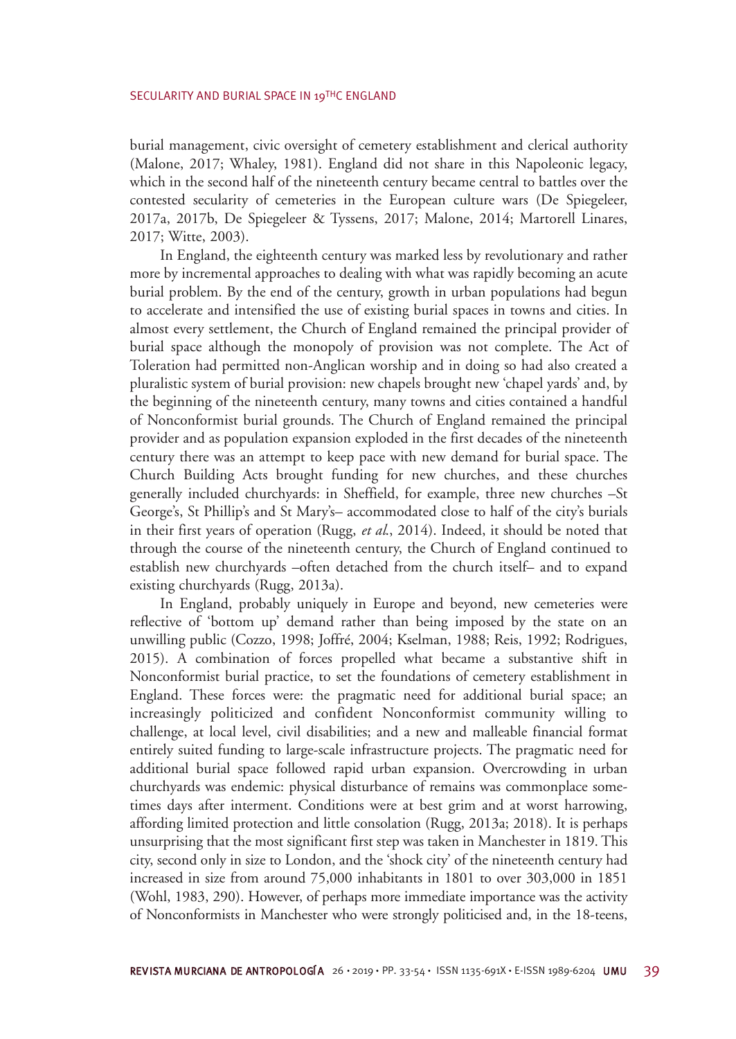burial management, civic oversight of cemetery establishment and clerical authority (Malone, 2017; Whaley, 1981). England did not share in this Napoleonic legacy, which in the second half of the nineteenth century became central to battles over the contested secularity of cemeteries in the European culture wars (De Spiegeleer, 2017a, 2017b, De Spiegeleer & Tyssens, 2017; Malone, 2014; Martorell Linares, 2017; Witte, 2003).

In England, the eighteenth century was marked less by revolutionary and rather more by incremental approaches to dealing with what was rapidly becoming an acute burial problem. By the end of the century, growth in urban populations had begun to accelerate and intensified the use of existing burial spaces in towns and cities. In almost every settlement, the Church of England remained the principal provider of burial space although the monopoly of provision was not complete. The Act of Toleration had permitted non-Anglican worship and in doing so had also created a pluralistic system of burial provision: new chapels brought new 'chapel yards' and, by the beginning of the nineteenth century, many towns and cities contained a handful of Nonconformist burial grounds. The Church of England remained the principal provider and as population expansion exploded in the first decades of the nineteenth century there was an attempt to keep pace with new demand for burial space. The Church Building Acts brought funding for new churches, and these churches generally included churchyards: in Sheffield, for example, three new churches –St George's, St Phillip's and St Mary's– accommodated close to half of the city's burials in their first years of operation (Rugg, *et al*., 2014). Indeed, it should be noted that through the course of the nineteenth century, the Church of England continued to establish new churchyards –often detached from the church itself– and to expand existing churchyards (Rugg, 2013a).

In England, probably uniquely in Europe and beyond, new cemeteries were reflective of 'bottom up' demand rather than being imposed by the state on an unwilling public (Cozzo, 1998; Joffré, 2004; Kselman, 1988; Reis, 1992; Rodrigues, 2015). A combination of forces propelled what became a substantive shift in Nonconformist burial practice, to set the foundations of cemetery establishment in England. These forces were: the pragmatic need for additional burial space; an increasingly politicized and confident Nonconformist community willing to challenge, at local level, civil disabilities; and a new and malleable financial format entirely suited funding to large-scale infrastructure projects. The pragmatic need for additional burial space followed rapid urban expansion. Overcrowding in urban churchyards was endemic: physical disturbance of remains was commonplace sometimes days after interment. Conditions were at best grim and at worst harrowing, affording limited protection and little consolation (Rugg, 2013a; 2018). It is perhaps unsurprising that the most significant first step was taken in Manchester in 1819. This city, second only in size to London, and the 'shock city' of the nineteenth century had increased in size from around 75,000 inhabitants in 1801 to over 303,000 in 1851 (Wohl, 1983, 290). However, of perhaps more immediate importance was the activity of Nonconformists in Manchester who were strongly politicised and, in the 18-teens,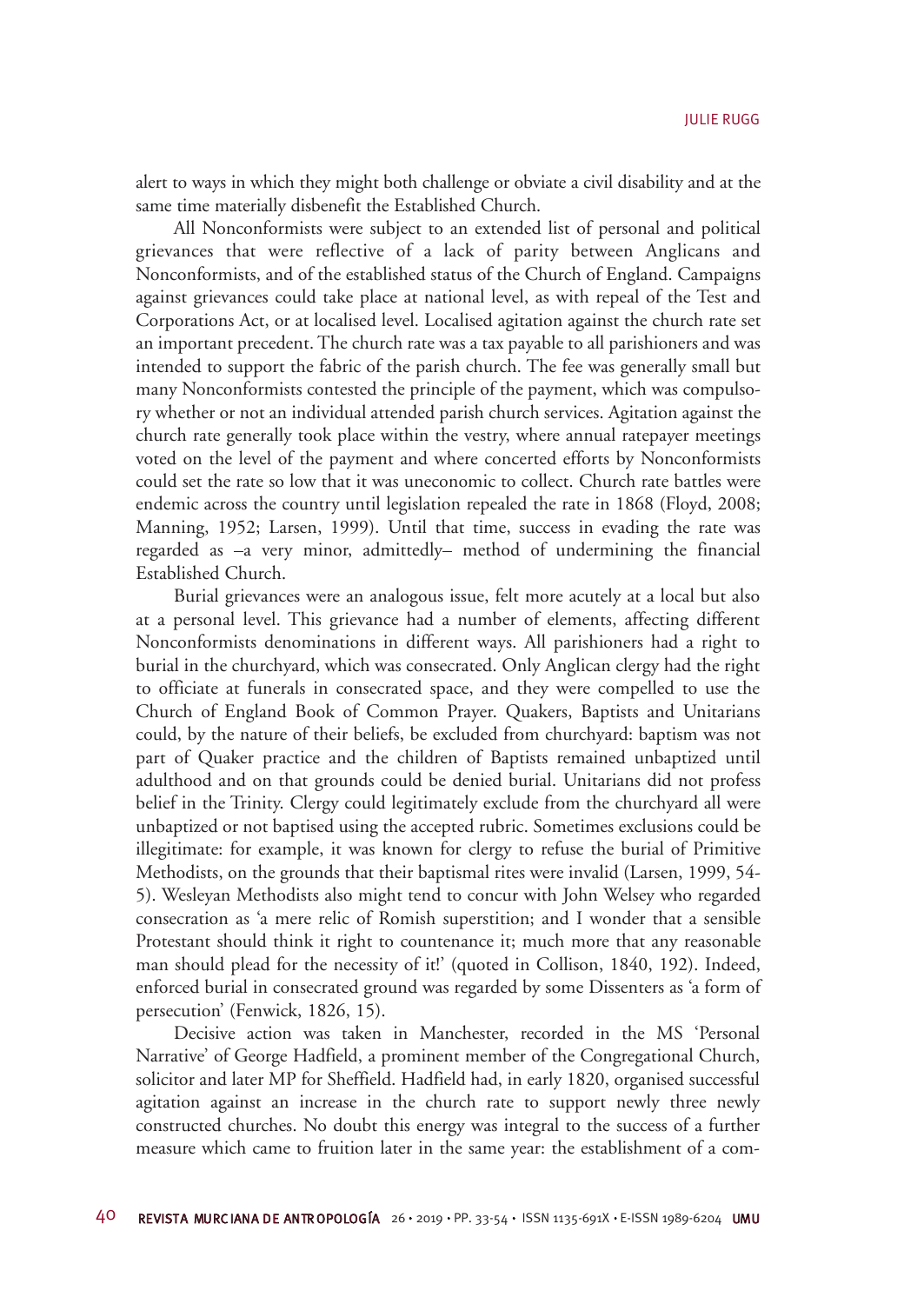alert to ways in which they might both challenge or obviate a civil disability and at the same time materially disbenefit the Established Church.

All Nonconformists were subject to an extended list of personal and political grievances that were reflective of a lack of parity between Anglicans and Nonconformists, and of the established status of the Church of England. Campaigns against grievances could take place at national level, as with repeal of the Test and Corporations Act, or at localised level. Localised agitation against the church rate set an important precedent. The church rate was a tax payable to all parishioners and was intended to support the fabric of the parish church. The fee was generally small but many Nonconformists contested the principle of the payment, which was compulsory whether or not an individual attended parish church services. Agitation against the church rate generally took place within the vestry, where annual ratepayer meetings voted on the level of the payment and where concerted efforts by Nonconformists could set the rate so low that it was uneconomic to collect. Church rate battles were endemic across the country until legislation repealed the rate in 1868 (Floyd, 2008; Manning, 1952; Larsen, 1999). Until that time, success in evading the rate was regarded as –a very minor, admittedly– method of undermining the financial Established Church.

Burial grievances were an analogous issue, felt more acutely at a local but also at a personal level. This grievance had a number of elements, affecting different Nonconformists denominations in different ways. All parishioners had a right to burial in the churchyard, which was consecrated. Only Anglican clergy had the right to officiate at funerals in consecrated space, and they were compelled to use the Church of England Book of Common Prayer. Quakers, Baptists and Unitarians could, by the nature of their beliefs, be excluded from churchyard: baptism was not part of Quaker practice and the children of Baptists remained unbaptized until adulthood and on that grounds could be denied burial. Unitarians did not profess belief in the Trinity. Clergy could legitimately exclude from the churchyard all were unbaptized or not baptised using the accepted rubric. Sometimes exclusions could be illegitimate: for example, it was known for clergy to refuse the burial of Primitive Methodists, on the grounds that their baptismal rites were invalid (Larsen, 1999, 54-5). Wesleyan Methodists also might tend to concur with John Welsey who regarded consecration as 'a mere relic of Romish superstition; and I wonder that a sensible Protestant should think it right to countenance it; much more that any reasonable man should plead for the necessity of it!' (quoted in Collison, 1840, 192). Indeed, enforced burial in consecrated ground was regarded by some Dissenters as 'a form of persecution' (Fenwick, 1826, 15).

Decisive action was taken in Manchester, recorded in the MS 'Personal Narrative' of George Hadfield, a prominent member of the Congregational Church, solicitor and later MP for Sheffield. Hadfield had, in early 1820, organised successful agitation against an increase in the church rate to support newly three newly constructed churches. No doubt this energy was integral to the success of a further measure which came to fruition later in the same year: the establishment of a com-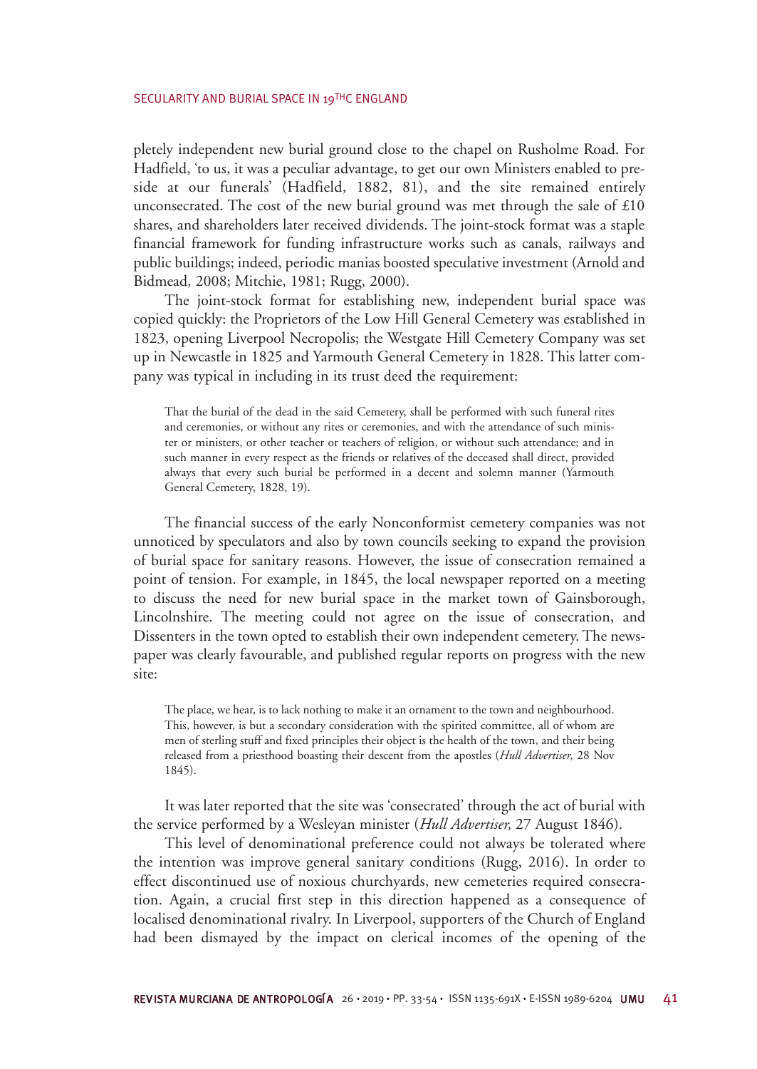pletely independent new burial ground close to the chapel on Rusholme Road. For Hadfield, 'to us, it was a peculiar advantage, to get our own Ministers enabled to preside at our funerals' (Hadfield, 1882, 81), and the site remained entirely unconsecrated. The cost of the new burial ground was met through the sale of £10 shares, and shareholders later received dividends. The joint-stock format was a staple financial framework for funding infrastructure works such as canals, railways and public buildings; indeed, periodic manias boosted speculative investment (Arnold and Bidmead, 2008; Mitchie, 1981; Rugg, 2000).

The joint-stock format for establishing new, independent burial space was copied quickly: the Proprietors of the Low Hill General Cemetery was established in 1823, opening Liverpool Necropolis; the Westgate Hill Cemetery Company was set up in Newcastle in 1825 and Yarmouth General Cemetery in 1828. This latter company was typical in including in its trust deed the requirement:

> That the burial of the dead in the said Cemetery, shall be performed with such funeral rites and ceremonies, or without any rites or ceremonies, and with the attendance of such minister or ministers, or other teacher or teachers of religion, or without such attendance; and in such manner in every respect as the friends or relatives of the deceased shall direct, provided always that every such burial be performed in a decent and solemn manner (Yarmouth General Cemetery, 1828, 19).

The financial success of the early Nonconformist cemetery companies was not unnoticed by speculators and also by town councils seeking to expand the provision of burial space for sanitary reasons. However, the issue of consecration remained a point of tension. For example, in 1845, the local newspaper reported on a meeting to discuss the need for new burial space in the market town of Gainsborough, Lincolnshire. The meeting could not agree on the issue of consecration, and Dissenters in the town opted to establish their own independent cemetery. The newspaper was clearly favourable, and published regular reports on progress with the new site:

> The place, we hear, is to lack nothing to make it an ornament to the town and neighbourhood. This, however, is but a secondary consideration with the spirited committee, all of whom are men of sterling stuff and fixed principles their object is the health of the town, and their being released from a priesthood boasting their descent from the apostles (*Hull Advertiser*, 28 Nov 1845).

It was later reported that the site was 'consecrated' through the act of burial with the service performed by a Wesleyan minister (*Hull Advertiser,* 27 August 1846).

This level of denominational preference could not always be tolerated where the intention was improve general sanitary conditions (Rugg, 2016). In order to effect discontinued use of noxious churchyards, new cemeteries required consecration. Again, a crucial first step in this direction happened as a consequence of localised denominational rivalry. In Liverpool, supporters of the Church of England had been dismayed by the impact on clerical incomes of the opening of the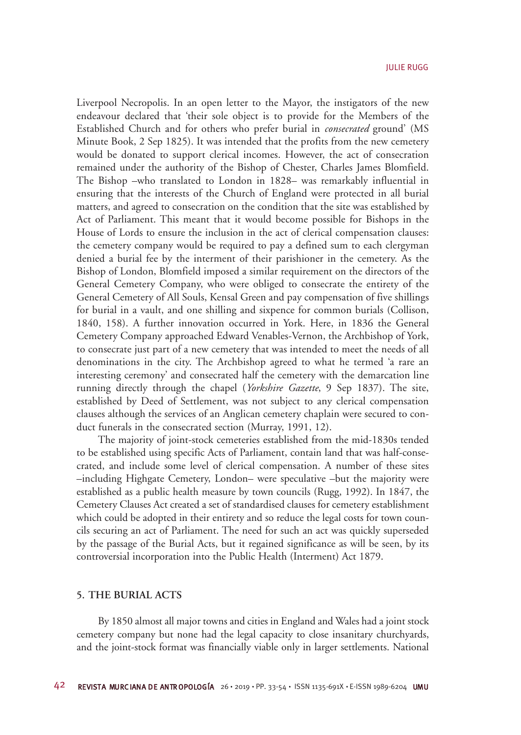Liverpool Necropolis. In an open letter to the Mayor, the instigators of the new endeavour declared that 'their sole object is to provide for the Members of the Established Church and for others who prefer burial in *consecrated* ground' (MS Minute Book, 2 Sep 1825). It was intended that the profits from the new cemetery would be donated to support clerical incomes. However, the act of consecration remained under the authority of the Bishop of Chester, Charles James Blomfield. The Bishop –who translated to London in 1828– was remarkably influential in ensuring that the interests of the Church of England were protected in all burial matters, and agreed to consecration on the condition that the site was established by Act of Parliament. This meant that it would become possible for Bishops in the House of Lords to ensure the inclusion in the act of clerical compensation clauses: the cemetery company would be required to pay a defined sum to each clergyman denied a burial fee by the interment of their parishioner in the cemetery. As the Bishop of London, Blomfield imposed a similar requirement on the directors of the General Cemetery Company, who were obliged to consecrate the entirety of the General Cemetery of All Souls, Kensal Green and pay compensation of five shillings for burial in a vault, and one shilling and sixpence for common burials (Collison, 1840, 158). A further innovation occurred in York. Here, in 1836 the General Cemetery Company approached Edward Venables-Vernon, the Archbishop of York, to consecrate just part of a new cemetery that was intended to meet the needs of all denominations in the city. The Archbishop agreed to what he termed 'a rare an interesting ceremony' and consecrated half the cemetery with the demarcation line running directly through the chapel (*Yorkshire Gazette*, 9 Sep 1837). The site, established by Deed of Settlement, was not subject to any clerical compensation clauses although the services of an Anglican cemetery chaplain were secured to conduct funerals in the consecrated section (Murray, 1991, 12).

The majority of joint-stock cemeteries established from the mid-1830s tended to be established using specific Acts of Parliament, contain land that was half-consecrated, and include some level of clerical compensation. A number of these sites –including Highgate Cemetery, London– were speculative –but the majority were established as a public health measure by town councils (Rugg, 1992). In 1847, the Cemetery Clauses Act created a set of standardised clauses for cemetery establishment which could be adopted in their entirety and so reduce the legal costs for town councils securing an act of Parliament. The need for such an act was quickly superseded by the passage of the Burial Acts, but it regained significance as will be seen, by its controversial incorporation into the Public Health (Interment) Act 1879.

## 5. THE BURIAL ACTS

By 1850 almost all major towns and cities in England and Wales had a joint stock cemetery company but none had the legal capacity to close insanitary churchyards, and the joint-stock format was financially viable only in larger settlements. National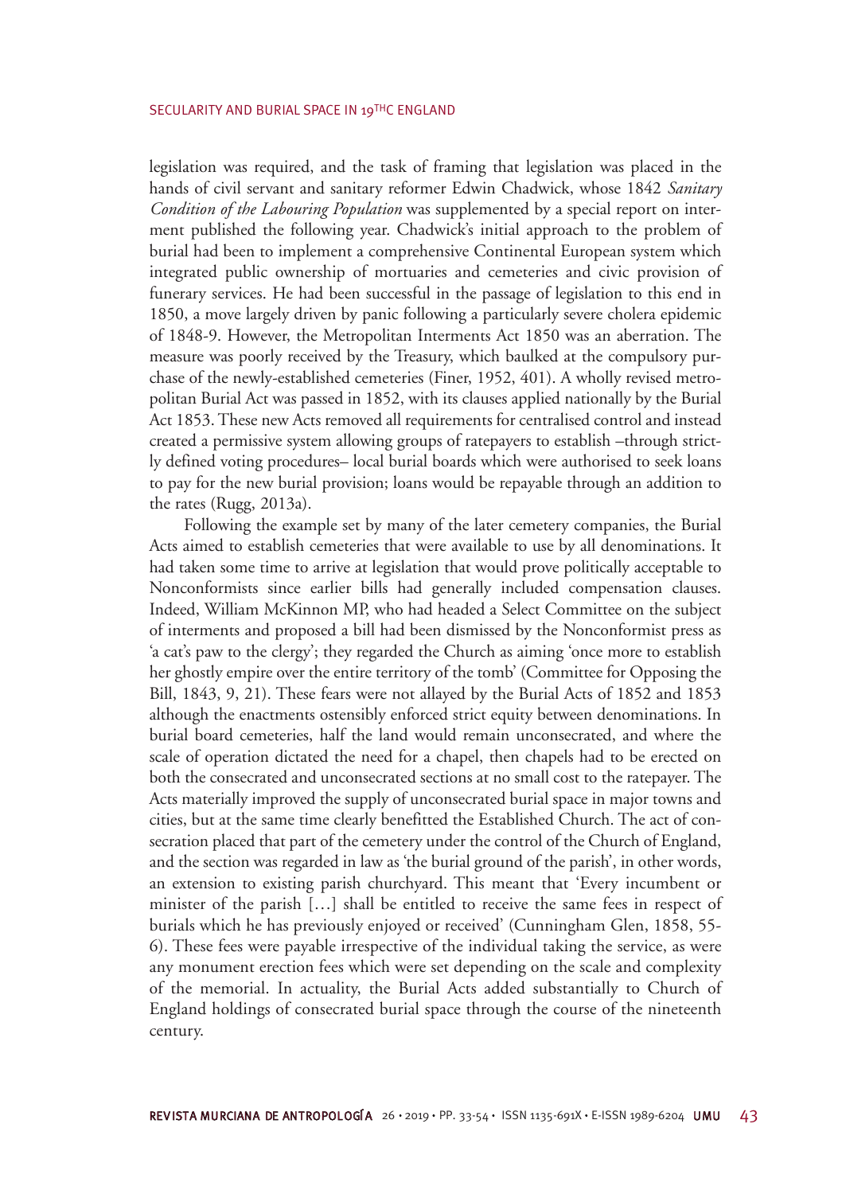legislation was required, and the task of framing that legislation was placed in the hands of civil servant and sanitary reformer Edwin Chadwick, whose 1842 *Sanitary Condition of the Labouring Population* was supplemented by a special report on interment published the following year. Chadwick's initial approach to the problem of burial had been to implement a comprehensive Continental European system which integrated public ownership of mortuaries and cemeteries and civic provision of funerary services. He had been successful in the passage of legislation to this end in 1850, a move largely driven by panic following a particularly severe cholera epidemic of 1848-9. However, the Metropolitan Interments Act 1850 was an aberration. The measure was poorly received by the Treasury, which baulked at the compulsory purchase of the newly-established cemeteries (Finer, 1952, 401). A wholly revised metropolitan Burial Act was passed in 1852, with its clauses applied nationally by the Burial Act 1853. These new Acts removed all requirements for centralised control and instead created a permissive system allowing groups of ratepayers to establish –through strictly defined voting procedures– local burial boards which were authorised to seek loans to pay for the new burial provision; loans would be repayable through an addition to the rates (Rugg, 2013a).

Following the example set by many of the later cemetery companies, the Burial Acts aimed to establish cemeteries that were available to use by all denominations. It had taken some time to arrive at legislation that would prove politically acceptable to Nonconformists since earlier bills had generally included compensation clauses. Indeed, William McKinnon MP, who had headed a Select Committee on the subject of interments and proposed a bill had been dismissed by the Nonconformist press as 'a cat's paw to the clergy'; they regarded the Church as aiming 'once more to establish her ghostly empire over the entire territory of the tomb' (Committee for Opposing the Bill, 1843, 9, 21). These fears were not allayed by the Burial Acts of 1852 and 1853 although the enactments ostensibly enforced strict equity between denominations. In burial board cemeteries, half the land would remain unconsecrated, and where the scale of operation dictated the need for a chapel, then chapels had to be erected on both the consecrated and unconsecrated sections at no small cost to the ratepayer. The Acts materially improved the supply of unconsecrated burial space in major towns and cities, but at the same time clearly benefitted the Established Church. The act of consecration placed that part of the cemetery under the control of the Church of England, and the section was regarded in law as 'the burial ground of the parish', in other words, an extension to existing parish churchyard. This meant that 'Every incumbent or minister of the parish […] shall be entitled to receive the same fees in respect of burials which he has previously enjoyed or received' (Cunningham Glen, 1858, 55-6). These fees were payable irrespective of the individual taking the service, as were any monument erection fees which were set depending on the scale and complexity of the memorial. In actuality, the Burial Acts added substantially to Church of England holdings of consecrated burial space through the course of the nineteenth century.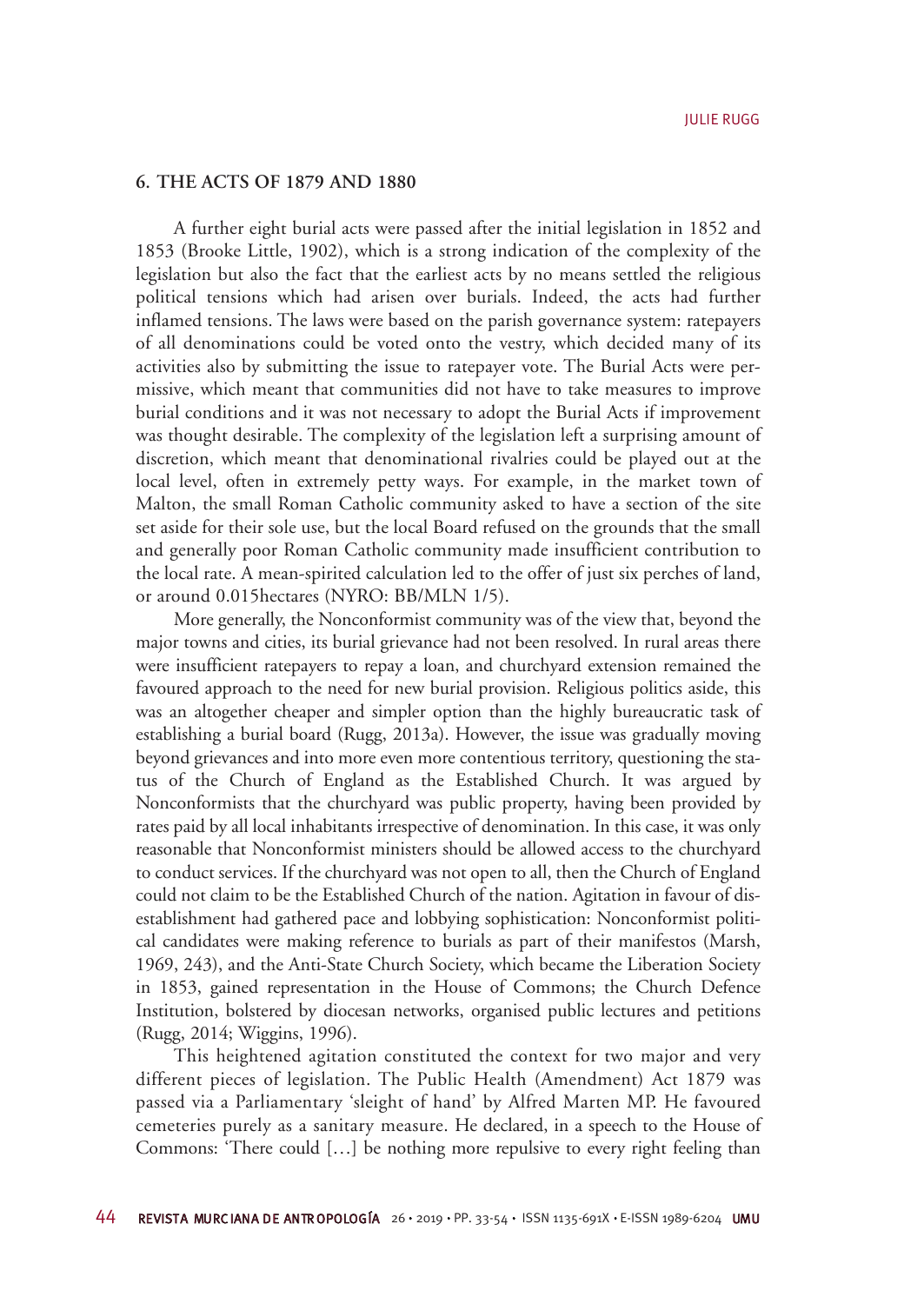## 6. THE ACTS OF 1879 AND 1880

A further eight burial acts were passed after the initial legislation in 1852 and 1853 (Brooke Little, 1902), which is a strong indication of the complexity of the legislation but also the fact that the earliest acts by no means settled the religious political tensions which had arisen over burials. Indeed, the acts had further inflamed tensions. The laws were based on the parish governance system: ratepayers of all denominations could be voted onto the vestry, which decided many of its activities also by submitting the issue to ratepayer vote. The Burial Acts were permissive, which meant that communities did not have to take measures to improve burial conditions and it was not necessary to adopt the Burial Acts if improvement was thought desirable. The complexity of the legislation left a surprising amount of discretion, which meant that denominational rivalries could be played out at the local level, often in extremely petty ways. For example, in the market town of Malton, the small Roman Catholic community asked to have a section of the site set aside for their sole use, but the local Board refused on the grounds that the small and generally poor Roman Catholic community made insufficient contribution to the local rate. A mean-spirited calculation led to the offer of just six perches of land, or around 0.015hectares (NYRO: BB/MLN 1/5).

More generally, the Nonconformist community was of the view that, beyond the major towns and cities, its burial grievance had not been resolved. In rural areas there were insufficient ratepayers to repay a loan, and churchyard extension remained the favoured approach to the need for new burial provision. Religious politics aside, this was an altogether cheaper and simpler option than the highly bureaucratic task of establishing a burial board (Rugg, 2013a). However, the issue was gradually moving beyond grievances and into more even more contentious territory, questioning the status of the Church of England as the Established Church. It was argued by Nonconformists that the churchyard was public property, having been provided by rates paid by all local inhabitants irrespective of denomination. In this case, it was only reasonable that Nonconformist ministers should be allowed access to the churchyard to conduct services. If the churchyard was not open to all, then the Church of England could not claim to be the Established Church of the nation. Agitation in favour of disestablishment had gathered pace and lobbying sophistication: Nonconformist political candidates were making reference to burials as part of their manifestos (Marsh, 1969, 243), and the Anti-State Church Society, which became the Liberation Society in 1853, gained representation in the House of Commons; the Church Defence Institution, bolstered by diocesan networks, organised public lectures and petitions (Rugg, 2014; Wiggins, 1996).

This heightened agitation constituted the context for two major and very different pieces of legislation. The Public Health (Amendment) Act 1879 was passed via a Parliamentary 'sleight of hand' by Alfred Marten MP. He favoured cemeteries purely as a sanitary measure. He declared, in a speech to the House of Commons: 'There could […] be nothing more repulsive to every right feeling than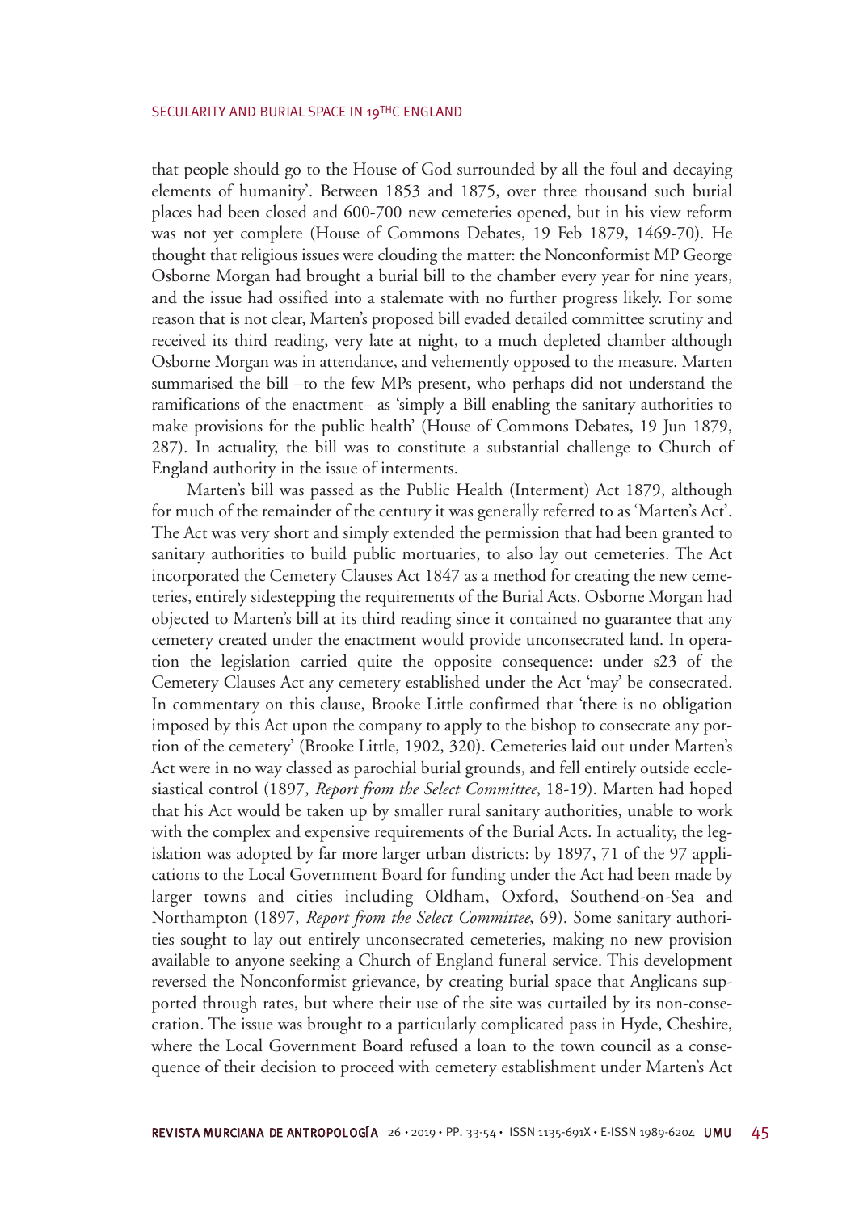that people should go to the House of God surrounded by all the foul and decaying elements of humanity'. Between 1853 and 1875, over three thousand such burial places had been closed and 600-700 new cemeteries opened, but in his view reform was not yet complete (House of Commons Debates, 19 Feb 1879, 1469-70). He thought that religious issues were clouding the matter: the Nonconformist MP George Osborne Morgan had brought a burial bill to the chamber every year for nine years, and the issue had ossified into a stalemate with no further progress likely. For some reason that is not clear, Marten's proposed bill evaded detailed committee scrutiny and received its third reading, very late at night, to a much depleted chamber although Osborne Morgan was in attendance, and vehemently opposed to the measure. Marten summarised the bill –to the few MPs present, who perhaps did not understand the ramifications of the enactment– as 'simply a Bill enabling the sanitary authorities to make provisions for the public health' (House of Commons Debates, 19 Jun 1879, 287). In actuality, the bill was to constitute a substantial challenge to Church of England authority in the issue of interments.

Marten's bill was passed as the Public Health (Interment) Act 1879, although for much of the remainder of the century it was generally referred to as 'Marten's Act'. The Act was very short and simply extended the permission that had been granted to sanitary authorities to build public mortuaries, to also lay out cemeteries. The Act incorporated the Cemetery Clauses Act 1847 as a method for creating the new cemeteries, entirely sidestepping the requirements of the Burial Acts. Osborne Morgan had objected to Marten's bill at its third reading since it contained no guarantee that any cemetery created under the enactment would provide unconsecrated land. In operation the legislation carried quite the opposite consequence: under s23 of the Cemetery Clauses Act any cemetery established under the Act 'may' be consecrated. In commentary on this clause, Brooke Little confirmed that 'there is no obligation imposed by this Act upon the company to apply to the bishop to consecrate any portion of the cemetery' (Brooke Little, 1902, 320). Cemeteries laid out under Marten's Act were in no way classed as parochial burial grounds, and fell entirely outside ecclesiastical control (1897, *Report from the Select Committee*, 18-19). Marten had hoped that his Act would be taken up by smaller rural sanitary authorities, unable to work with the complex and expensive requirements of the Burial Acts. In actuality, the legislation was adopted by far more larger urban districts: by 1897, 71 of the 97 applications to the Local Government Board for funding under the Act had been made by larger towns and cities including Oldham, Oxford, Southend-on-Sea and Northampton (1897, *Report from the Select Committee*, 69). Some sanitary authorities sought to lay out entirely unconsecrated cemeteries, making no new provision available to anyone seeking a Church of England funeral service. This development reversed the Nonconformist grievance, by creating burial space that Anglicans supported through rates, but where their use of the site was curtailed by its non-consecration. The issue was brought to a particularly complicated pass in Hyde, Cheshire, where the Local Government Board refused a loan to the town council as a consequence of their decision to proceed with cemetery establishment under Marten's Act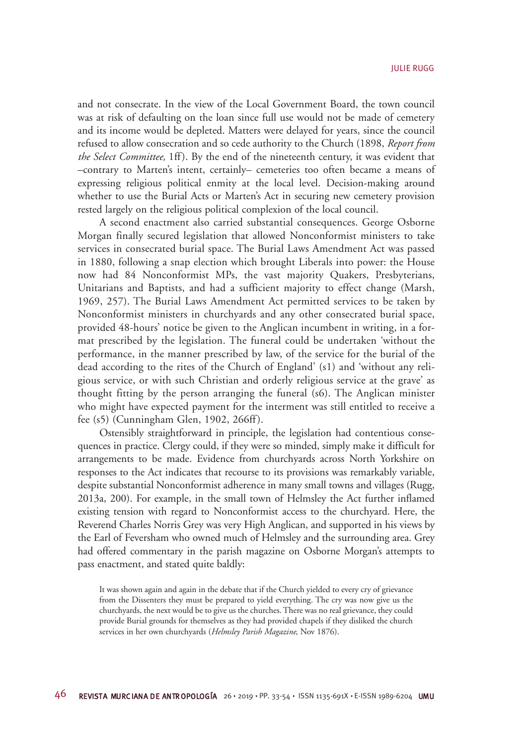and not consecrate. In the view of the Local Government Board, the town council was at risk of defaulting on the loan since full use would not be made of cemetery and its income would be depleted. Matters were delayed for years, since the council refused to allow consecration and so cede authority to the Church (1898, *Report from the Select Committee,* 1ff). By the end of the nineteenth century, it was evident that –contrary to Marten's intent, certainly– cemeteries too often became a means of expressing religious political enmity at the local level. Decision-making around whether to use the Burial Acts or Marten's Act in securing new cemetery provision rested largely on the religious political complexion of the local council.

A second enactment also carried substantial consequences. George Osborne Morgan finally secured legislation that allowed Nonconformist ministers to take services in consecrated burial space. The Burial Laws Amendment Act was passed in 1880, following a snap election which brought Liberals into power: the House now had 84 Nonconformist MPs, the vast majority Quakers, Presbyterians, Unitarians and Baptists, and had a sufficient majority to effect change (Marsh, 1969, 257). The Burial Laws Amendment Act permitted services to be taken by Nonconformist ministers in churchyards and any other consecrated burial space, provided 48-hours' notice be given to the Anglican incumbent in writing, in a format prescribed by the legislation. The funeral could be undertaken 'without the performance, in the manner prescribed by law, of the service for the burial of the dead according to the rites of the Church of England' (s1) and 'without any religious service, or with such Christian and orderly religious service at the grave' as thought fitting by the person arranging the funeral (s6). The Anglican minister who might have expected payment for the interment was still entitled to receive a fee (s5) (Cunningham Glen, 1902, 266ff).

Ostensibly straightforward in principle, the legislation had contentious consequences in practice. Clergy could, if they were so minded, simply make it difficult for arrangements to be made. Evidence from churchyards across North Yorkshire on responses to the Act indicates that recourse to its provisions was remarkably variable, despite substantial Nonconformist adherence in many small towns and villages (Rugg, 2013a, 200). For example, in the small town of Helmsley the Act further inflamed existing tension with regard to Nonconformist access to the churchyard. Here, the Reverend Charles Norris Grey was very High Anglican, and supported in his views by the Earl of Feversham who owned much of Helmsley and the surrounding area. Grey had offered commentary in the parish magazine on Osborne Morgan's attempts to pass enactment, and stated quite baldly:

> It was shown again and again in the debate that if the Church yielded to every cry of grievance from the Dissenters they must be prepared to yield everything. The cry was now give us the churchyards, the next would be to give us the churches. There was no real grievance, they could provide Burial grounds for themselves as they had provided chapels if they disliked the church services in her own churchyards (*Helmsley Parish Magazine*, Nov 1876).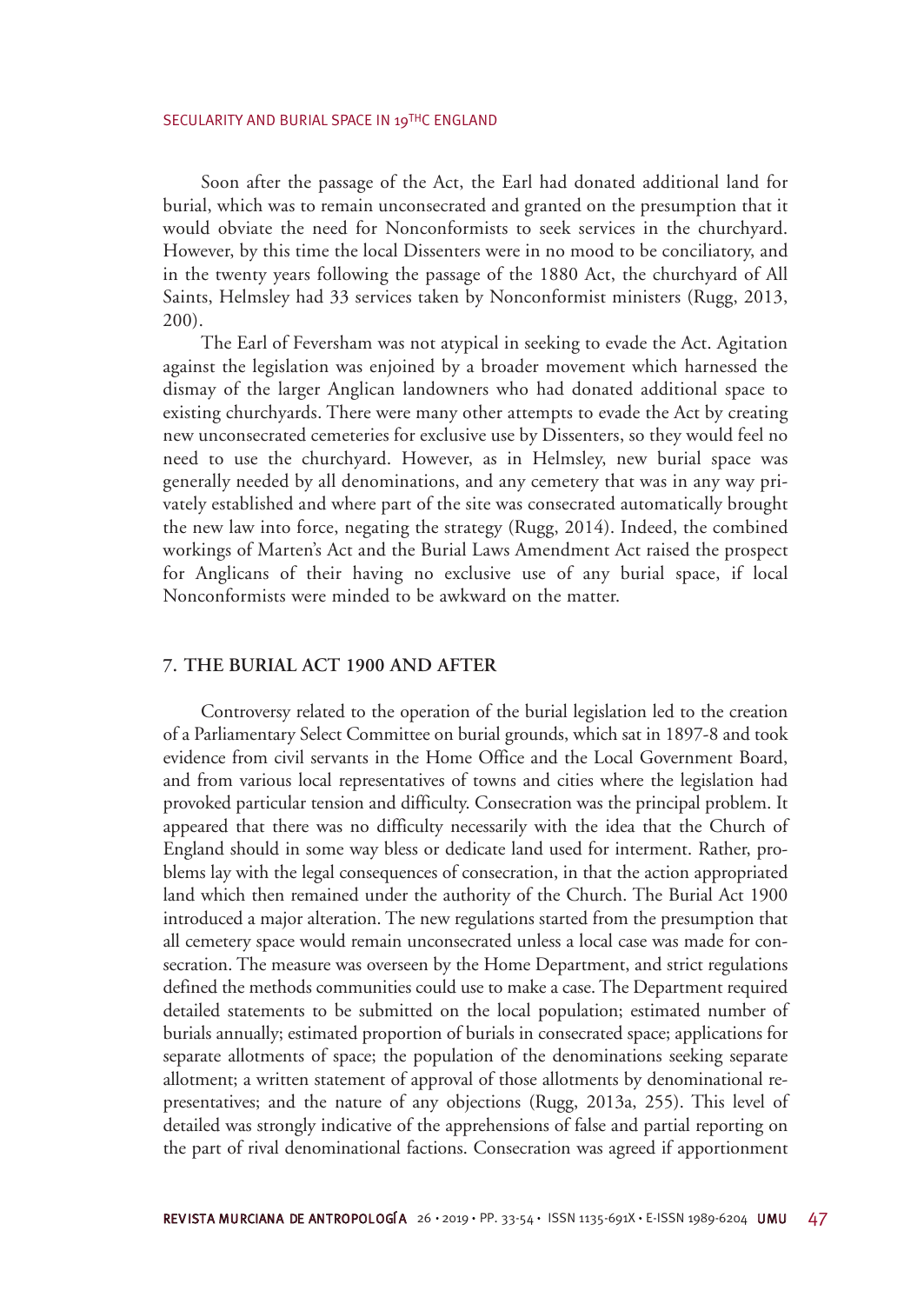Soon after the passage of the Act, the Earl had donated additional land for burial, which was to remain unconsecrated and granted on the presumption that it would obviate the need for Nonconformists to seek services in the churchyard. However, by this time the local Dissenters were in no mood to be conciliatory, and in the twenty years following the passage of the 1880 Act, the churchyard of All Saints, Helmsley had 33 services taken by Nonconformist ministers (Rugg, 2013, 200).

The Earl of Feversham was not atypical in seeking to evade the Act. Agitation against the legislation was enjoined by a broader movement which harnessed the dismay of the larger Anglican landowners who had donated additional space to existing churchyards. There were many other attempts to evade the Act by creating new unconsecrated cemeteries for exclusive use by Dissenters, so they would feel no need to use the churchyard. However, as in Helmsley, new burial space was generally needed by all denominations, and any cemetery that was in any way privately established and where part of the site was consecrated automatically brought the new law into force, negating the strategy (Rugg, 2014). Indeed, the combined workings of Marten's Act and the Burial Laws Amendment Act raised the prospect for Anglicans of their having no exclusive use of any burial space, if local Nonconformists were minded to be awkward on the matter.

## 7. THE BURIAL ACT 1900 AND AFTER

Controversy related to the operation of the burial legislation led to the creation of a Parliamentary Select Committee on burial grounds, which sat in 1897-8 and took evidence from civil servants in the Home Office and the Local Government Board, and from various local representatives of towns and cities where the legislation had provoked particular tension and difficulty. Consecration was the principal problem. It appeared that there was no difficulty necessarily with the idea that the Church of England should in some way bless or dedicate land used for interment. Rather, problems lay with the legal consequences of consecration, in that the action appropriated land which then remained under the authority of the Church. The Burial Act 1900 introduced a major alteration. The new regulations started from the presumption that all cemetery space would remain unconsecrated unless a local case was made for consecration. The measure was overseen by the Home Department, and strict regulations defined the methods communities could use to make a case. The Department required detailed statements to be submitted on the local population; estimated number of burials annually; estimated proportion of burials in consecrated space; applications for separate allotments of space; the population of the denominations seeking separate allotment; a written statement of approval of those allotments by denominational representatives; and the nature of any objections (Rugg, 2013a, 255). This level of detailed was strongly indicative of the apprehensions of false and partial reporting on the part of rival denominational factions. Consecration was agreed if apportionment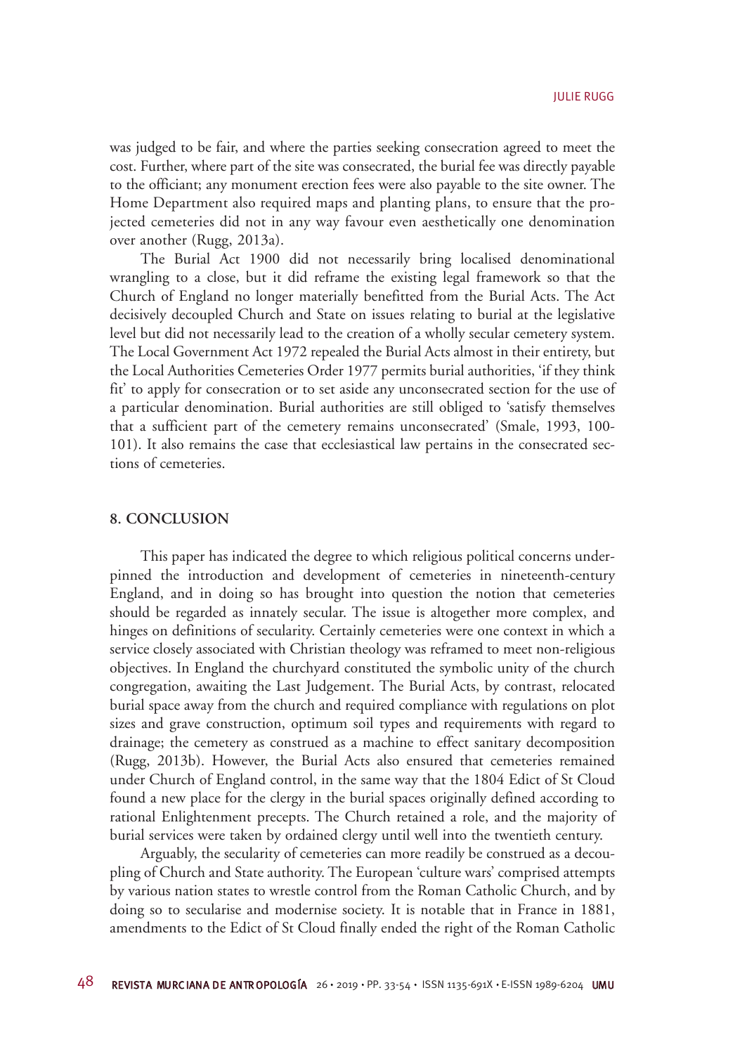was judged to be fair, and where the parties seeking consecration agreed to meet the cost. Further, where part of the site was consecrated, the burial fee was directly payable to the officiant; any monument erection fees were also payable to the site owner. The Home Department also required maps and planting plans, to ensure that the projected cemeteries did not in any way favour even aesthetically one denomination over another (Rugg, 2013a).

The Burial Act 1900 did not necessarily bring localised denominational wrangling to a close, but it did reframe the existing legal framework so that the Church of England no longer materially benefitted from the Burial Acts. The Act decisively decoupled Church and State on issues relating to burial at the legislative level but did not necessarily lead to the creation of a wholly secular cemetery system. The Local Government Act 1972 repealed the Burial Acts almost in their entirety, but the Local Authorities Cemeteries Order 1977 permits burial authorities, 'if they think fit' to apply for consecration or to set aside any unconsecrated section for the use of a particular denomination. Burial authorities are still obliged to 'satisfy themselves that a sufficient part of the cemetery remains unconsecrated' (Smale, 1993, 100-101). It also remains the case that ecclesiastical law pertains in the consecrated sections of cemeteries.

## 8. CONCLUSION

This paper has indicated the degree to which religious political concerns underpinned the introduction and development of cemeteries in nineteenth-century England, and in doing so has brought into question the notion that cemeteries should be regarded as innately secular. The issue is altogether more complex, and hinges on definitions of secularity. Certainly cemeteries were one context in which a service closely associated with Christian theology was reframed to meet non-religious objectives. In England the churchyard constituted the symbolic unity of the church congregation, awaiting the Last Judgement. The Burial Acts, by contrast, relocated burial space away from the church and required compliance with regulations on plot sizes and grave construction, optimum soil types and requirements with regard to drainage; the cemetery as construed as a machine to effect sanitary decomposition (Rugg, 2013b). However, the Burial Acts also ensured that cemeteries remained under Church of England control, in the same way that the 1804 Edict of St Cloud found a new place for the clergy in the burial spaces originally defined according to rational Enlightenment precepts. The Church retained a role, and the majority of burial services were taken by ordained clergy until well into the twentieth century.

Arguably, the secularity of cemeteries can more readily be construed as a decoupling of Church and State authority. The European 'culture wars' comprised attempts by various nation states to wrestle control from the Roman Catholic Church, and by doing so to secularise and modernise society. It is notable that in France in 1881, amendments to the Edict of St Cloud finally ended the right of the Roman Catholic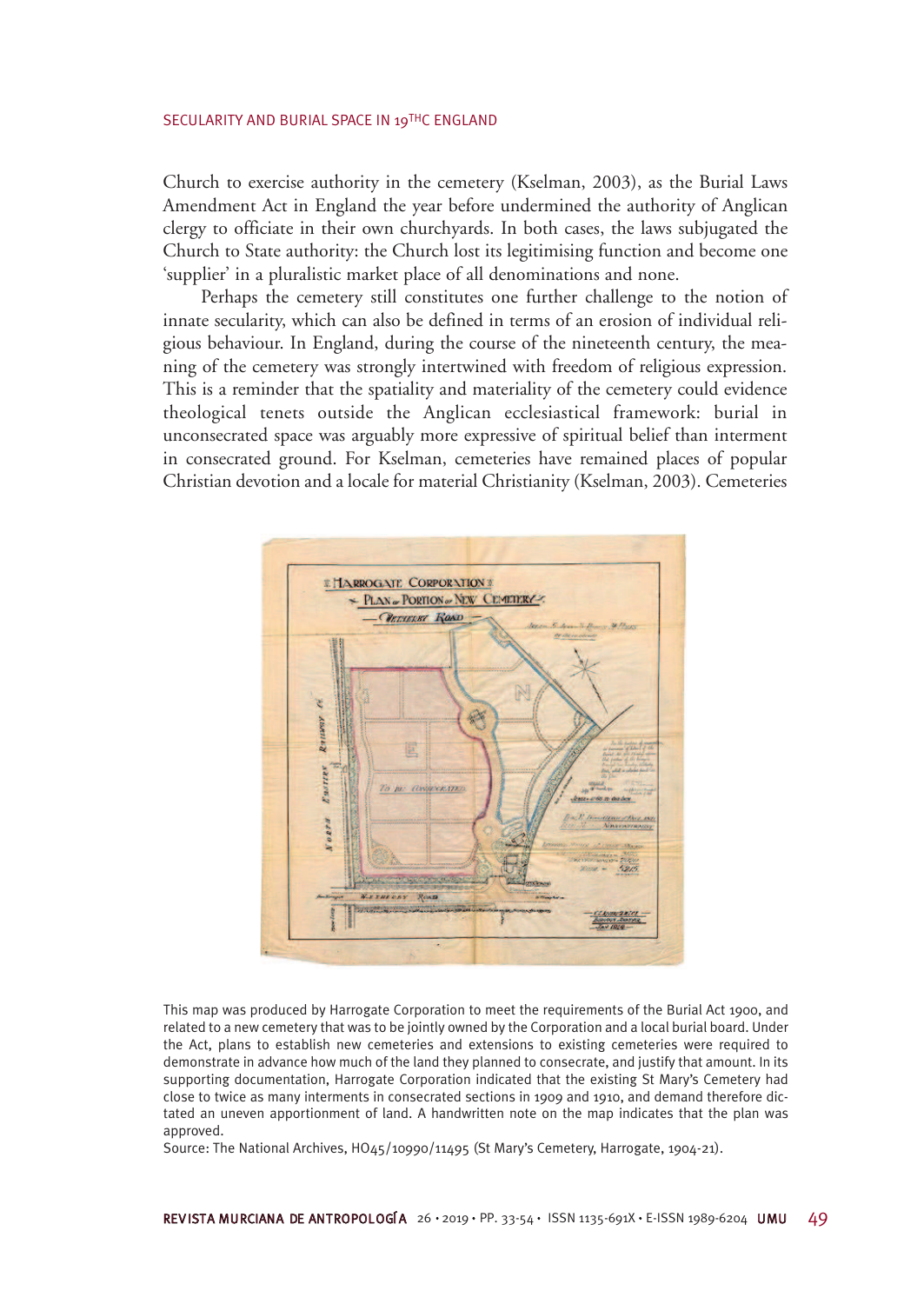Church to exercise authority in the cemetery (Kselman, 2003), as the Burial Laws Amendment Act in England the year before undermined the authority of Anglican clergy to officiate in their own churchyards. In both cases, the laws subjugated the Church to State authority: the Church lost its legitimising function and become one 'supplier' in a pluralistic market place of all denominations and none.

Perhaps the cemetery still constitutes one further challenge to the notion of innate secularity, which can also be defined in terms of an erosion of individual religious behaviour. In England, during the course of the nineteenth century, the meaning of the cemetery was strongly intertwined with freedom of religious expression. This is a reminder that the spatiality and materiality of the cemetery could evidence theological tenets outside the Anglican ecclesiastical framework: burial in unconsecrated space was arguably more expressive of spiritual belief than interment in consecrated ground. For Kselman, cemeteries have remained places of popular Christian devotion and a locale for material Christianity (Kselman, 2003). Cemeteries

This map was produced by Harrogate Corporation to meet the requirements of the Burial Act 1900, and related to a new cemetery that was to be jointly owned by the Corporation and a local burial board. Under the Act, plans to establish new cemeteries and extensions to existing cemeteries were required to demonstrate in advance how much of the land they planned to consecrate, and justify that amount. In its supporting documentation, Harrogate Corporation indicated that the existing St Mary's Cemetery had close to twice as many interments in consecrated sections in 1909 and 1910, and demand therefore dictated an uneven apportionment of land. A handwritten note on the map indicates that the plan was approved.

Source: The National Archives, HO45/10990/11495 (St Mary's Cemetery, Harrogate, 1904-21).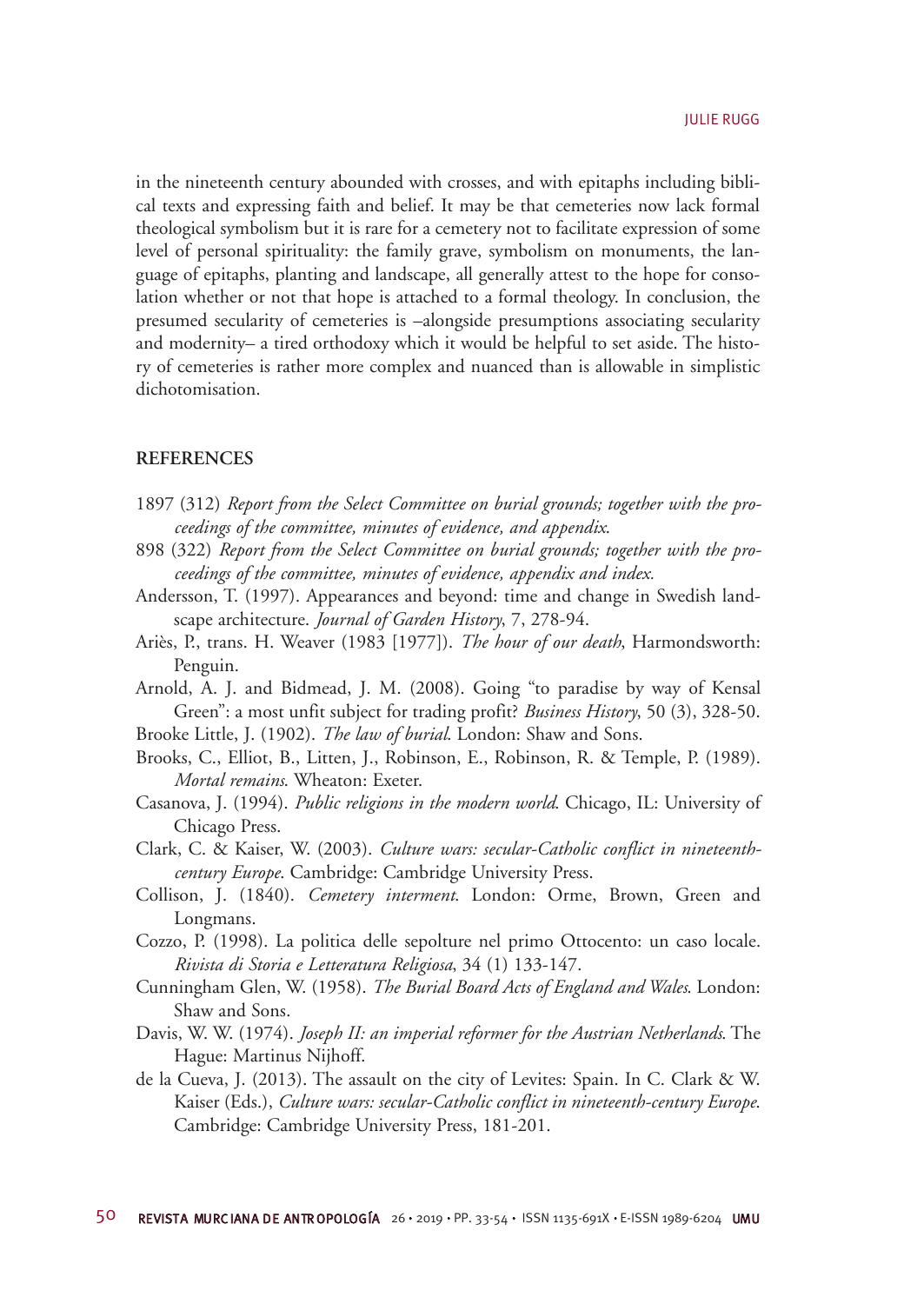in the nineteenth century abounded with crosses, and with epitaphs including biblical texts and expressing faith and belief. It may be that cemeteries now lack formal theological symbolism but it is rare for a cemetery not to facilitate expression of some level of personal spirituality: the family grave, symbolism on monuments, the language of epitaphs, planting and landscape, all generally attest to the hope for consolation whether or not that hope is attached to a formal theology. In conclusion, the presumed secularity of cemeteries is –alongside presumptions associating secularity and modernity– a tired orthodoxy which it would be helpful to set aside. The history of cemeteries is rather more complex and nuanced than is allowable in simplistic dichotomisation.

## REFERENCES

1897 (312) *Report from the Select Committee on burial grounds; together with the proceedings of the committee, minutes of evidence, and appendix.*

898 (322) *Report from the Select Committee on burial grounds; together with the proceedings of the committee, minutes of evidence, appendix and index.*

Andersson, T. (1997). Appearances and beyond: time and change in Swedish landscape architecture. *Journal of Garden History*, 7, 278-94.

Ariès, P., trans. H. Weaver (1983 [1977]). *The hour of our death*, Harmondsworth: Penguin.

Arnold, A. J. and Bidmead, J. M. (2008). Going "to paradise by way of Kensal Green": a most unfit subject for trading profit? *Business History*, 50 (3), 328-50.

Brooke Little, J. (1902). *The law of burial*. London: Shaw and Sons.

Brooks, C., Elliot, B., Litten, J., Robinson, E., Robinson, R. & Temple, P. (1989). *Mortal remains*. Wheaton: Exeter.

Casanova, J. (1994). *Public religions in the modern world*. Chicago, IL: University of Chicago Press.

Clark, C. & Kaiser, W. (2003). *Culture wars: secular-Catholic conflict in nineteenth-century Europe*. Cambridge: Cambridge University Press.

Collison, J. (1840). *Cemetery interment*. London: Orme, Brown, Green and Longmans.

Cozzo, P. (1998). La politica delle sepolture nel primo Ottocento: un caso locale. *Rivista di Storia e Letteratura Religiosa*, 34 (1) 133-147.

Cunningham Glen, W. (1958). *The Burial Board Acts of England and Wales*. London: Shaw and Sons.

Davis, W. W. (1974). *Joseph II: an imperial reformer for the Austrian Netherlands*. The Hague: Martinus Nijhoff.

de la Cueva, J. (2013). The assault on the city of Levites: Spain. In C. Clark & W. Kaiser (Eds.), *Culture wars: secular-Catholic conflict in nineteenth-century Europe*. Cambridge: Cambridge University Press, 181-201.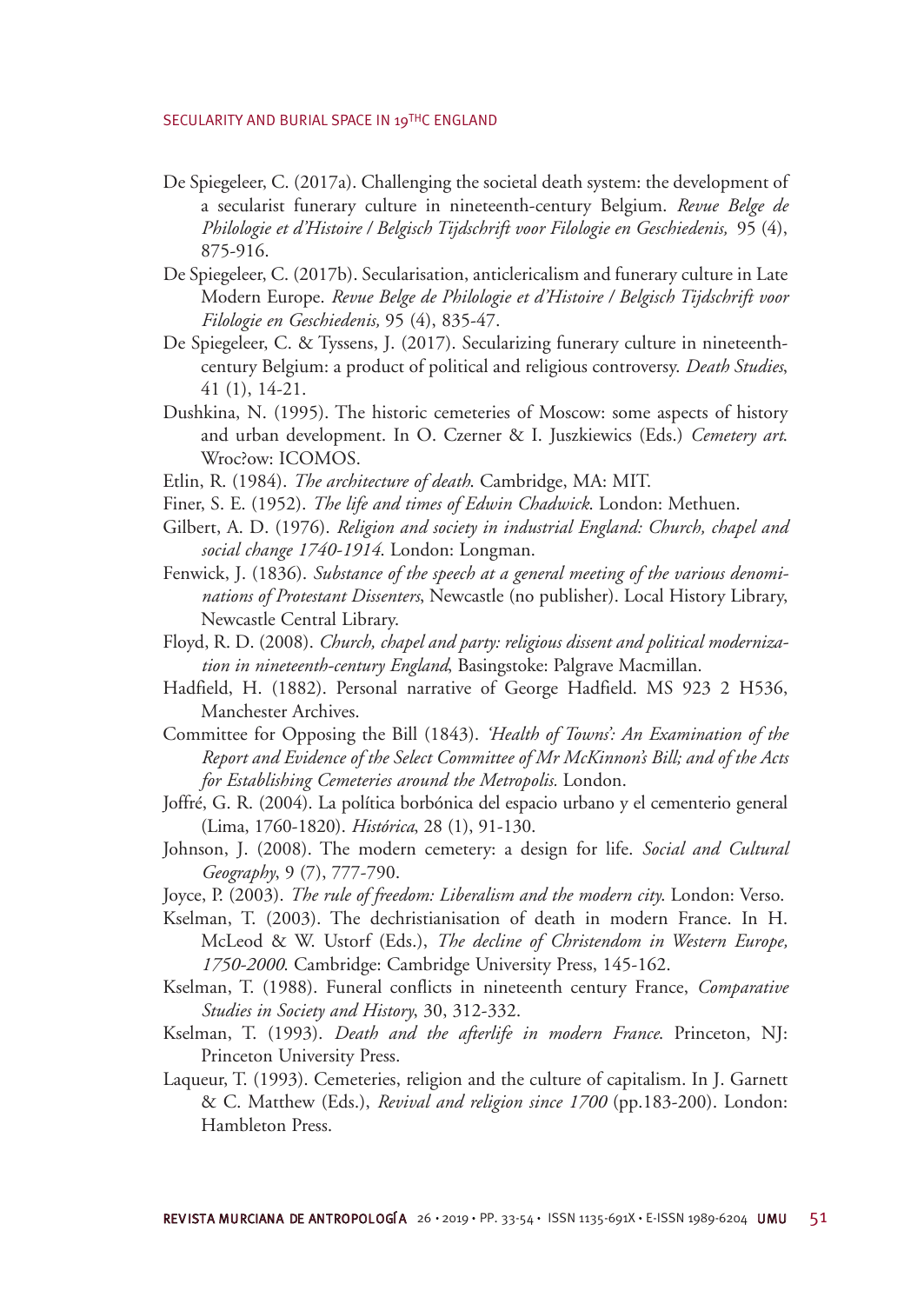De Spiegeleer, C. (2017a). Challenging the societal death system: the development of a secularist funerary culture in nineteenth-century Belgium. *Revue Belge de Philologie et d'Histoire / Belgisch Tijdschrift voor Filologie en Geschiedenis,* 95 (4), 875-916.

De Spiegeleer, C. (2017b). Secularisation, anticlericalism and funerary culture in Late Modern Europe. *Revue Belge de Philologie et d'Histoire / Belgisch Tijdschrift voor Filologie en Geschiedenis,* 95 (4), 835-47.

De Spiegeleer, C. & Tyssens, J. (2017). Secularizing funerary culture in nineteenth-century Belgium: a product of political and religious controversy. *Death Studies*, 41 (1), 14-21.

Dushkina, N. (1995). The historic cemeteries of Moscow: some aspects of history and urban development. In O. Czerner & I. Juszkiewics (Eds.) *Cemetery art*. Wroc?ow: ICOMOS.

Etlin, R. (1984). *The architecture of death*. Cambridge, MA: MIT.

Finer, S. E. (1952). *The life and times of Edwin Chadwick*. London: Methuen.

Gilbert, A. D. (1976). *Religion and society in industrial England: Church, chapel and social change 1740-1914*. London: Longman.

Fenwick, J. (1836). *Substance of the speech at a general meeting of the various denominations of Protestant Dissenters*, Newcastle (no publisher). Local History Library, Newcastle Central Library.

Floyd, R. D. (2008). *Church, chapel and party: religious dissent and political modernization in nineteenth-century England*, Basingstoke: Palgrave Macmillan.

Hadfield, H. (1882). Personal narrative of George Hadfield. MS 923 2 H536, Manchester Archives.

Committee for Opposing the Bill (1843). *'Health of Towns': An Examination of the Report and Evidence of the Select Committee of Mr McKinnon's Bill; and of the Acts for Establishing Cemeteries around the Metropolis.* London.

Joffré, G. R. (2004). La política borbónica del espacio urbano y el cementerio general (Lima, 1760-1820). *Histórica*, 28 (1), 91-130.

Johnson, J. (2008). The modern cemetery: a design for life. *Social and Cultural Geography*, 9 (7), 777-790.

Joyce, P. (2003). *The rule of freedom: Liberalism and the modern city*. London: Verso.

Kselman, T. (2003). The dechristianisation of death in modern France. In H. McLeod & W. Ustorf (Eds.), *The decline of Christendom in Western Europe, 1750-2000*. Cambridge: Cambridge University Press, 145-162.

Kselman, T. (1988). Funeral conflicts in nineteenth century France, *Comparative Studies in Society and History*, 30, 312-332.

Kselman, T. (1993). *Death and the afterlife in modern France*. Princeton, NJ: Princeton University Press.

Laqueur, T. (1993). Cemeteries, religion and the culture of capitalism. In J. Garnett & C. Matthew (Eds.), *Revival and religion since 1700* (pp.183-200). London: Hambleton Press.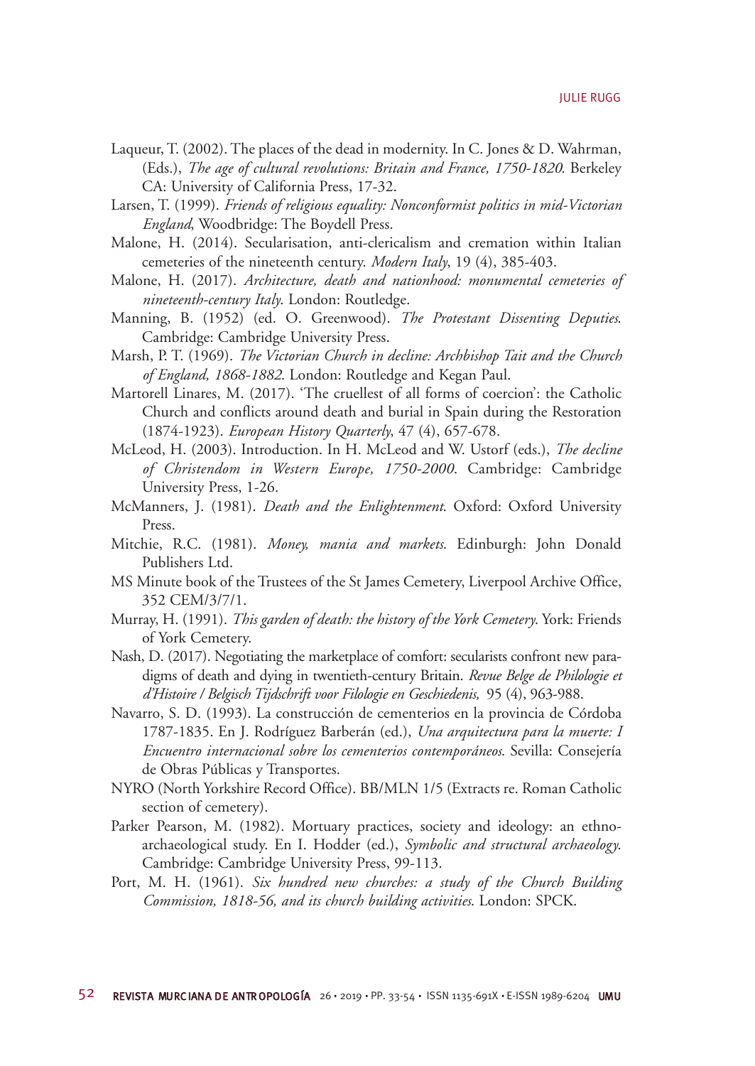Laqueur, T. (2002). The places of the dead in modernity. In C. Jones & D. Wahrman, (Eds.), *The age of cultural revolutions: Britain and France, 1750-1820*. Berkeley CA: University of California Press, 17-32.

Larsen, T. (1999). *Friends of religious equality: Nonconformist politics in mid-Victorian England*, Woodbridge: The Boydell Press.

Malone, H. (2014). Secularisation, anti-clericalism and cremation within Italian cemeteries of the nineteenth century. *Modern Italy*, 19 (4), 385-403.

Malone, H. (2017). *Architecture, death and nationhood: monumental cemeteries of nineteenth-century Italy*. London: Routledge.

Manning, B. (1952) (ed. O. Greenwood). *The Protestant Dissenting Deputies*. Cambridge: Cambridge University Press.

Marsh, P. T. (1969). *The Victorian Church in decline: Archbishop Tait and the Church of England, 1868-1882*. London: Routledge and Kegan Paul.

Martorell Linares, M. (2017). 'The cruellest of all forms of coercion': the Catholic Church and conflicts around death and burial in Spain during the Restoration (1874-1923). *European History Quarterly*, 47 (4), 657-678.

McLeod, H. (2003). Introduction. In H. McLeod and W. Ustorf (eds.), *The decline of Christendom in Western Europe, 1750-2000*. Cambridge: Cambridge University Press, 1-26.

McManners, J. (1981). *Death and the Enlightenment*. Oxford: Oxford University Press.

Mitchie, R.C. (1981). *Money, mania and markets*. Edinburgh: John Donald Publishers Ltd.

MS Minute book of the Trustees of the St James Cemetery, Liverpool Archive Office, 352 CEM/3/7/1.

Murray, H. (1991). *This garden of death: the history of the York Cemetery*. York: Friends of York Cemetery.

Nash, D. (2017). Negotiating the marketplace of comfort: secularists confront new paradigms of death and dying in twentieth-century Britain. *Revue Belge de Philologie et d'Histoire / Belgisch Tijdschrift voor Filologie en Geschiedenis,* 95 (4), 963-988.

Navarro, S. D. (1993). La construcción de cementerios en la provincia de Córdoba 1787-1835. En J. Rodríguez Barberán (ed.), *Una arquitectura para la muerte: I Encuentro internacional sobre los cementerios contemporáneos*. Sevilla: Consejería de Obras Públicas y Transportes.

NYRO (North Yorkshire Record Office). BB/MLN 1/5 (Extracts re. Roman Catholic section of cemetery).

Parker Pearson, M. (1982). Mortuary practices, society and ideology: an ethnoarchaeological study. En I. Hodder (ed.), *Symbolic and structural archaeology*. Cambridge: Cambridge University Press, 99-113.

Port, M. H. (1961). *Six hundred new churches: a study of the Church Building Commission, 1818-56, and its church building activities*. London: SPCK.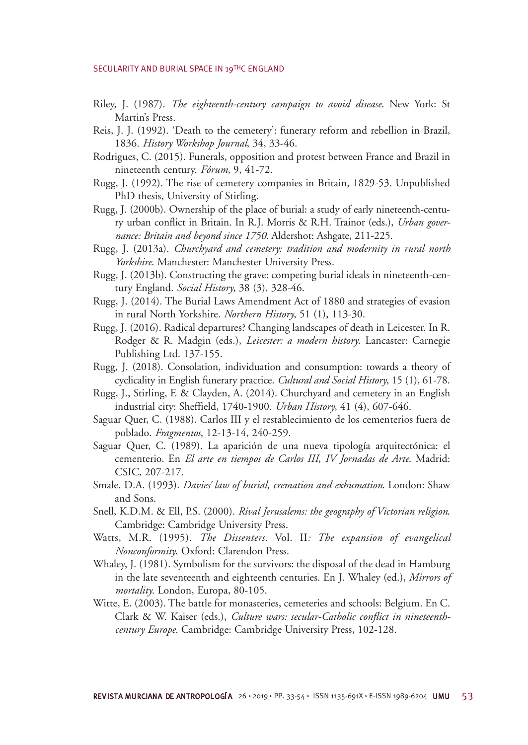Riley, J. (1987). *The eighteenth-century campaign to avoid disease*. New York: St Martin's Press.

Reis, J. J. (1992). 'Death to the cemetery': funerary reform and rebellion in Brazil, 1836. *History Workshop Journal*, 34, 33-46.

Rodrigues, C. (2015). Funerals, opposition and protest between France and Brazil in nineteenth century. *Fórum*, 9, 41-72.

Rugg, J. (1992). The rise of cemetery companies in Britain, 1829-53. Unpublished PhD thesis, University of Stirling.

Rugg, J. (2000b). Ownership of the place of burial: a study of early nineteenth-century urban conflict in Britain. In R.J. Morris & R.H. Trainor (eds.), *Urban governance: Britain and beyond since 1750*. Aldershot: Ashgate, 211-225.

Rugg, J. (2013a). *Churchyard and cemetery: tradition and modernity in rural north Yorkshire*. Manchester: Manchester University Press.

Rugg, J. (2013b). Constructing the grave: competing burial ideals in nineteenth-century England. *Social History*, 38 (3), 328-46.

Rugg, J. (2014). The Burial Laws Amendment Act of 1880 and strategies of evasion in rural North Yorkshire. *Northern History*, 51 (1), 113-30.

Rugg, J. (2016). Radical departures? Changing landscapes of death in Leicester. In R. Rodger & R. Madgin (eds.), *Leicester: a modern history*. Lancaster: Carnegie Publishing Ltd. 137-155.

Rugg, J. (2018). Consolation, individuation and consumption: towards a theory of cyclicality in English funerary practice. *Cultural and Social History*, 15 (1), 61-78.

Rugg, J., Stirling, F. & Clayden, A. (2014). Churchyard and cemetery in an English industrial city: Sheffield, 1740-1900. *Urban History*, 41 (4), 607-646.

Saguar Quer, C. (1988). Carlos III y el restablecimiento de los cementerios fuera de poblado. *Fragmentos*, 12-13-14, 240-259.

Saguar Quer, C. (1989). La aparición de una nueva tipología arquitectónica: el cementerio. En *El arte en tiempos de Carlos III, IV Jornadas de Arte*. Madrid: CSIC, 207-217.

Smale, D.A. (1993). *Davies' law of burial, cremation and exhumation*. London: Shaw and Sons.

Snell, K.D.M. & Ell, P.S. (2000). *Rival Jerusalems: the geography of Victorian religion*. Cambridge: Cambridge University Press.

Watts, M.R. (1995). *The Dissenters.* Vol. II*: The expansion of evangelical Nonconformity*. Oxford: Clarendon Press.

Whaley, J. (1981). Symbolism for the survivors: the disposal of the dead in Hamburg in the late seventeenth and eighteenth centuries. En J. Whaley (ed.), *Mirrors of mortality*. London, Europa, 80-105.

Witte, E. (2003). The battle for monasteries, cemeteries and schools: Belgium. En C. Clark & W. Kaiser (eds.), *Culture wars: secular-Catholic conflict in nineteenth-century Europe*. Cambridge: Cambridge University Press, 102-128.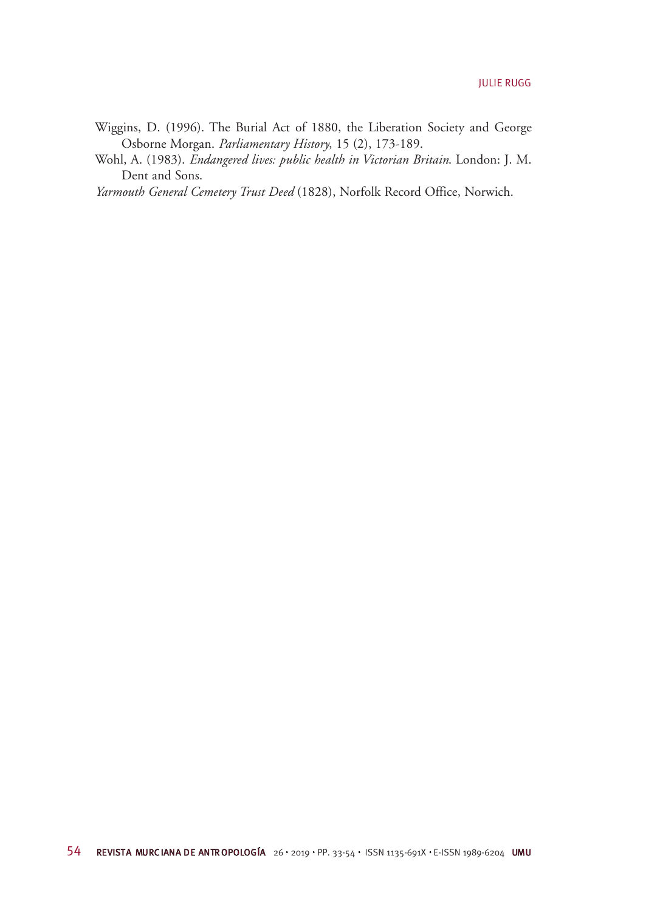Wiggins, D. (1996). The Burial Act of 1880, the Liberation Society and George Osborne Morgan. *Parliamentary History*, 15 (2), 173-189.

Wohl, A. (1983). *Endangered lives: public health in Victorian Britain*. London: J. M. Dent and Sons.

*Yarmouth General Cemetery Trust Deed* (1828), Norfolk Record Office, Norwich.